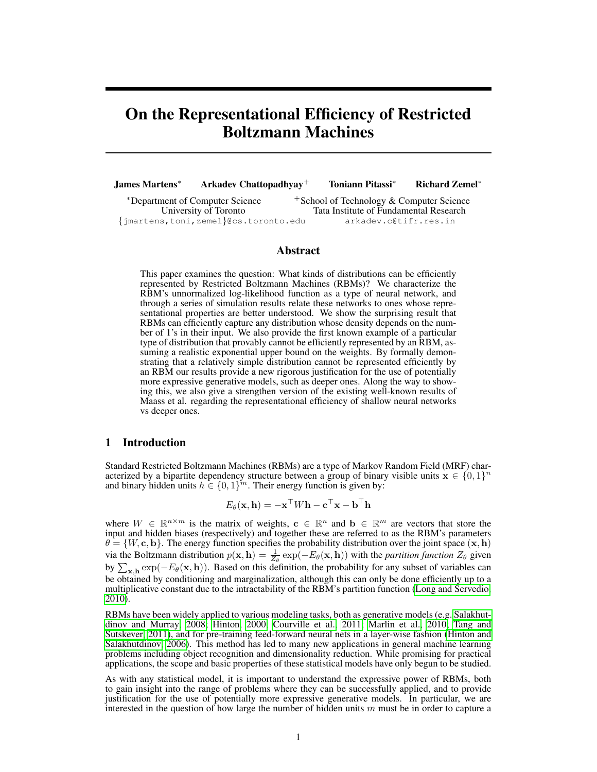# On the Representational Efficiency of Restricted Boltzmann Machines

**James Martens**[*] **Arkadev Chattopadhyay**[+] **Toniann Pitassi**[*] **Richard Zemel**[*]

[*]Department of Computer Science, University of Toronto
{jmartens,toni,zemel}@cs.toronto.edu

[+]School of Technology & Computer Science, Tata Institute of Fundamental Research
arkadev.c@tifr.res.in

## Abstract

This paper examines the question: What kinds of distributions can be efficiently represented by Restricted Boltzmann Machines (RBMs)? We characterize the RBM's unnormalized log-likelihood function as a type of neural network, and through a series of simulation results relate these networks to ones whose representational properties are better understood. We show the surprising result that RBMs can efficiently capture any distribution whose density depends on the number of 1's in their input. We also provide the first known example of a particular type of distribution that provably cannot be efficiently represented by an RBM, assuming a realistic exponential upper bound on the weights. By formally demonstrating that a relatively simple distribution cannot be represented efficiently by an RBM our results provide a new rigorous justification for the use of potentially more expressive generative models, such as deeper ones. Along the way to showing this, we also give a strengthen version of the existing well-known results of Maass et al. regarding the representational efficiency of shallow neural networks vs deeper ones.

## 1 Introduction

Standard Restricted Boltzmann Machines (RBMs) are a type of Markov Random Field (MRF) characterized by a bipartite dependency structure between a group of binary visible units $\mathbf{x} \in \{0,1\}^n$ and binary hidden units $h \in \{0,1\}^m$. Their energy function is given by:

$$E_\theta(\mathbf{x}, \mathbf{h}) = -\mathbf{x}^\top W \mathbf{h} - \mathbf{c}^\top \mathbf{x} - \mathbf{b}^\top \mathbf{h}$$

where $W \in \mathbb{R}^{n \times m}$ is the matrix of weights, $\mathbf{c} \in \mathbb{R}^n$ and $\mathbf{b} \in \mathbb{R}^m$ are vectors that store the input and hidden biases (respectively) and together these are referred to as the RBM's parameters $\theta = \{W, \mathbf{c}, \mathbf{b}\}$. The energy function specifies the probability distribution over the joint space $(\mathbf{x}, \mathbf{h})$ via the Boltzmann distribution $p(\mathbf{x}, \mathbf{h}) = \frac{1}{Z_\theta} \exp(-E_\theta(\mathbf{x}, \mathbf{h}))$ with the *partition function* $Z_\theta$ given by $\sum_{\mathbf{x},\mathbf{h}} \exp(-E_\theta(\mathbf{x}, \mathbf{h}))$. Based on this definition, the probability for any subset of variables can be obtained by conditioning and marginalization, although this can only be done efficiently up to a multiplicative constant due to the intractability of the RBM's partition function (Long and Servedio, 2010).

RBMs have been widely applied to various modeling tasks, both as generative models (e.g. Salakhutdinov and Murray, 2008; Hinton, 2000; Courville et al., 2011; Marlin et al., 2010; Tang and Sutskever, 2011), and for pre-training feed-forward neural nets in a layer-wise fashion (Hinton and Salakhutdinov, 2006). This method has led to many new applications in general machine learning problems including object recognition and dimensionality reduction. While promising for practical applications, the scope and basic properties of these statistical models have only begun to be studied.

As with any statistical model, it is important to understand the expressive power of RBMs, both to gain insight into the range of problems where they can be successfully applied, and to provide justification for the use of potentially more expressive generative models. In particular, we are interested in the question of how large the number of hidden units $m$ must be in order to capture a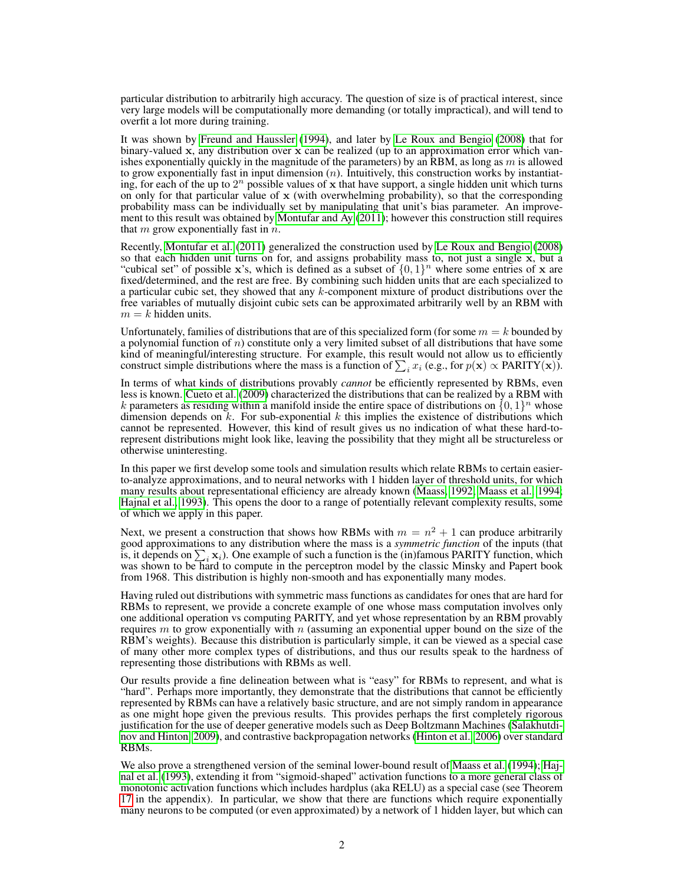particular distribution to arbitrarily high accuracy. The question of size is of practical interest, since very large models will be computationally more demanding (or totally impractical), and will tend to overfit a lot more during training.

It was shown by Freund and Haussler (1994), and later by Le Roux and Bengio (2008) that for binary-valued $\mathbf{x}$, any distribution over $\mathbf{x}$ can be realized (up to an approximation error which vanishes exponentially quickly in the magnitude of the parameters) by an RBM, as long as $m$ is allowed to grow exponentially fast in input dimension ($n$). Intuitively, this construction works by instantiating, for each of the up to $2^n$ possible values of $\mathbf{x}$ that have support, a single hidden unit which turns on only for that particular value of $\mathbf{x}$ (with overwhelming probability), so that the corresponding probability mass can be individually set by manipulating that unit's bias parameter. An improvement to this result was obtained by Montufar and Ay (2011); however this construction still requires that $m$ grow exponentially fast in $n$.

Recently, Montufar et al. (2011) generalized the construction used by Le Roux and Bengio (2008) so that each hidden unit turns on for, and assigns probability mass to, not just a single $\mathbf{x}$, but a "cubical set" of possible $\mathbf{x}$'s, which is defined as a subset of $\{0, 1\}^n$ where some entries of $\mathbf{x}$ are fixed/determined, and the rest are free. By combining such hidden units that are each specialized to a particular cubic set, they showed that any $k$-component mixture of product distributions over the free variables of mutually disjoint cubic sets can be approximated arbitrarily well by an RBM with $m = k$ hidden units.

Unfortunately, families of distributions that are of this specialized form (for some $m = k$ bounded by a polynomial function of $n$) constitute only a very limited subset of all distributions that have some kind of meaningful/interesting structure. For example, this result would not allow us to efficiently construct simple distributions where the mass is a function of $\sum_i x_i$ (e.g., for $p(\mathbf{x}) \propto \text{PARITY}(\mathbf{x})$).

In terms of what kinds of distributions provably *cannot* be efficiently represented by RBMs, even less is known. Cueto et al. (2009) characterized the distributions that can be realized by a RBM with $k$ parameters as residing within a manifold inside the entire space of distributions on $\{0, 1\}^n$ whose dimension depends on $k$. For sub-exponential $k$ this implies the existence of distributions which cannot be represented. However, this kind of result gives us no indication of what these hard-to-represent distributions might look like, leaving the possibility that they might all be structureless or otherwise uninteresting.

In this paper we first develop some tools and simulation results which relate RBMs to certain easier-to-analyze approximations, and to neural networks with 1 hidden layer of threshold units, for which many results about representational efficiency are already known (Maass, 1992; Maass et al., 1994; Hajnal et al., 1993). This opens the door to a range of potentially relevant complexity results, some of which we apply in this paper.

Next, we present a construction that shows how RBMs with $m = n^2 + 1$ can produce arbitrarily good approximations to any distribution where the mass is a *symmetric function* of the inputs (that is, it depends on $\sum_i \mathbf{x}_i$). One example of such a function is the (in)famous PARITY function, which was shown to be hard to compute in the perceptron model by the classic Minsky and Papert book from 1968. This distribution is highly non-smooth and has exponentially many modes.

Having ruled out distributions with symmetric mass functions as candidates for ones that are hard for RBMs to represent, we provide a concrete example of one whose mass computation involves only one additional operation vs computing PARITY, and yet whose representation by an RBM provably requires $m$ to grow exponentially with $n$ (assuming an exponential upper bound on the size of the RBM's weights). Because this distribution is particularly simple, it can be viewed as a special case of many other more complex types of distributions, and thus our results speak to the hardness of representing those distributions with RBMs as well.

Our results provide a fine delineation between what is "easy" for RBMs to represent, and what is "hard". Perhaps more importantly, they demonstrate that the distributions that cannot be efficiently represented by RBMs can have a relatively basic structure, and are not simply random in appearance as one might hope given the previous results. This provides perhaps the first completely rigorous justification for the use of deeper generative models such as Deep Boltzmann Machines (Salakhutdinov and Hinton, 2009), and contrastive backpropagation networks (Hinton et al., 2006) over standard RBMs.

We also prove a strengthened version of the seminal lower-bound result of Maass et al. (1994); Hajnal et al. (1993), extending it from "sigmoid-shaped" activation functions to a more general class of monotonic activation functions which includes hardplus (aka RELU) as a special case (see Theorem 17 in the appendix). In particular, we show that there are functions which require exponentially many neurons to be computed (or even approximated) by a network of 1 hidden layer, but which can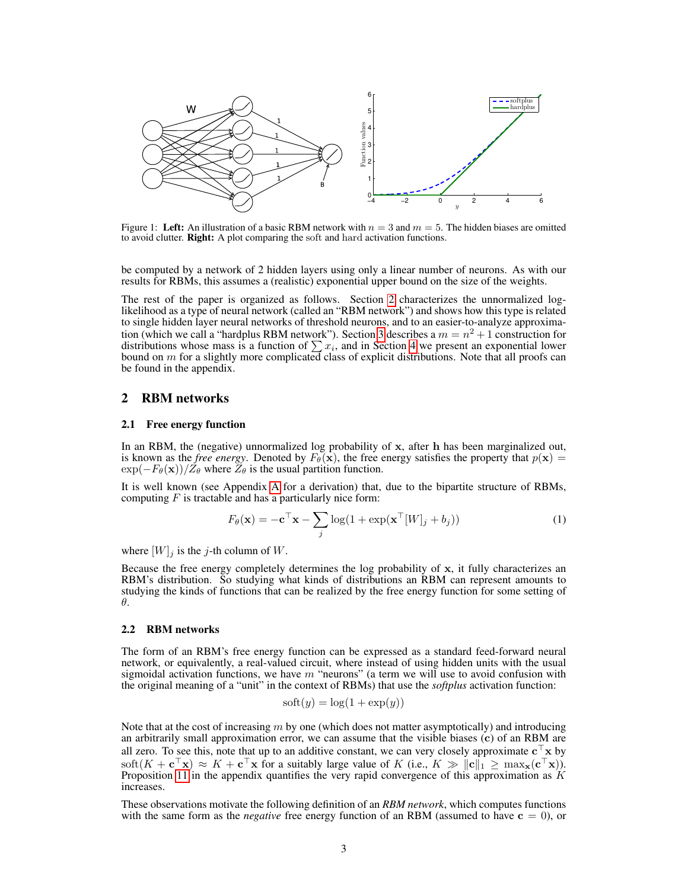Figure 1: **Left:** An illustration of a basic RBM network with $n = 3$ and $m = 5$. The hidden biases are omitted to avoid clutter. **Right:** A plot comparing the soft and hard activation functions.

be computed by a network of 2 hidden layers using only a linear number of neurons. As with our results for RBMs, this assumes a (realistic) exponential upper bound on the size of the weights.

The rest of the paper is organized as follows. Section 2 characterizes the unnormalized log-likelihood as a type of neural network (called an "RBM network") and shows how this type is related to single hidden layer neural networks of threshold neurons, and to an easier-to-analyze approximation (which we call a "hardplus RBM network"). Section 3 describes a $m = n^2 + 1$ construction for distributions whose mass is a function of $\sum x_i$, and in Section 4 we present an exponential lower bound on $m$ for a slightly more complicated class of explicit distributions. Note that all proofs can be found in the appendix.

## 2 RBM networks

### 2.1 Free energy function

In an RBM, the (negative) unnormalized log probability of $\mathbf{x}$, after $\mathbf{h}$ has been marginalized out, is known as the *free energy*. Denoted by $F_\theta(\mathbf{x})$, the free energy satisfies the property that $p(\mathbf{x}) = \exp(-F_\theta(\mathbf{x}))/Z_\theta$ where $Z_\theta$ is the usual partition function.

It is well known (see Appendix A for a derivation) that, due to the bipartite structure of RBMs, computing $F$ is tractable and has a particularly nice form:

$$F_\theta(\mathbf{x}) = -\mathbf{c}^\top \mathbf{x} - \sum_j \log(1 + \exp(\mathbf{x}^\top [W]_j + b_j)) \tag{1}$$

where $[W]_j$ is the $j$-th column of $W$.

Because the free energy completely determines the log probability of $\mathbf{x}$, it fully characterizes an RBM's distribution. So studying what kinds of distributions an RBM can represent amounts to studying the kinds of functions that can be realized by the free energy function for some setting of $\theta$.

### 2.2 RBM networks

The form of an RBM's free energy function can be expressed as a standard feed-forward neural network, or equivalently, a real-valued circuit, where instead of using hidden units with the usual sigmoidal activation functions, we have $m$ "neurons" (a term we will use to avoid confusion with the original meaning of a "unit" in the context of RBMs) that use the *softplus* activation function:

$$\text{soft}(y) = \log(1 + \exp(y))$$

Note that at the cost of increasing $m$ by one (which does not matter asymptotically) and introducing an arbitrarily small approximation error, we can assume that the visible biases ($\mathbf{c}$) of an RBM are all zero. To see this, note that up to an additive constant, we can very closely approximate $\mathbf{c}^\top \mathbf{x}$ by $\text{soft}(K + \mathbf{c}^\top \mathbf{x}) \approx K + \mathbf{c}^\top \mathbf{x}$ for a suitably large value of $K$ (i.e., $K \gg \|\mathbf{c}\|_1 \geq \max_\mathbf{x}(\mathbf{c}^\top \mathbf{x})$). Proposition 11 in the appendix quantifies the very rapid convergence of this approximation as $K$ increases.

These observations motivate the following definition of an *RBM network*, which computes functions with the same form as the *negative* free energy function of an RBM (assumed to have $\mathbf{c} = 0$), or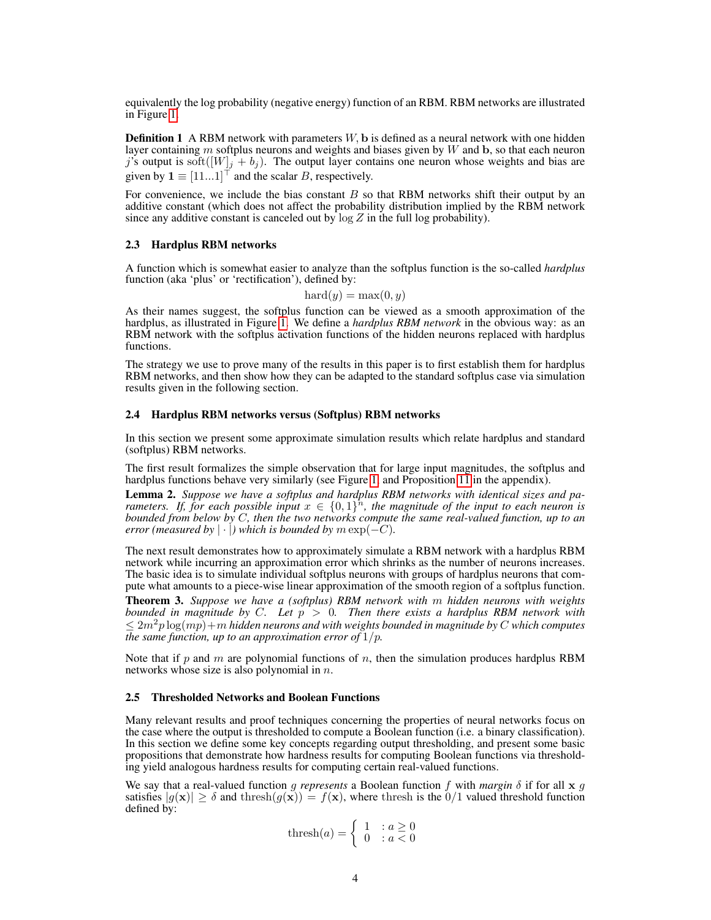equivalently the log probability (negative energy) function of an RBM. RBM networks are illustrated in Figure 1.

**Definition 1** A RBM network with parameters $W, \mathbf{b}$ is defined as a neural network with one hidden layer containing $m$ softplus neurons and weights and biases given by $W$ and $\mathbf{b}$, so that each neuron $j$'s output is $\text{soft}([W]_j + b_j)$. The output layer contains one neuron whose weights and bias are given by $\mathbf{1} \equiv [11...1]^\top$ and the scalar $B$, respectively.

For convenience, we include the bias constant $B$ so that RBM networks shift their output by an additive constant (which does not affect the probability distribution implied by the RBM network since any additive constant is canceled out by $\log Z$ in the full log probability).

### 2.3 Hardplus RBM networks

A function which is somewhat easier to analyze than the softplus function is the so-called *hardplus* function (aka 'plus' or 'rectification'), defined by:

$$\text{hard}(y) = \max(0, y)$$

As their names suggest, the softplus function can be viewed as a smooth approximation of the hardplus, as illustrated in Figure 1. We define a *hardplus RBM network* in the obvious way: as an RBM network with the softplus activation functions of the hidden neurons replaced with hardplus functions.

The strategy we use to prove many of the results in this paper is to first establish them for hardplus RBM networks, and then show how they can be adapted to the standard softplus case via simulation results given in the following section.

### 2.4 Hardplus RBM networks versus (Softplus) RBM networks

In this section we present some approximate simulation results which relate hardplus and standard (softplus) RBM networks.

The first result formalizes the simple observation that for large input magnitudes, the softplus and hardplus functions behave very similarly (see Figure 1 and Proposition 11 in the appendix).

**Lemma 2.** *Suppose we have a softplus and hardplus RBM networks with identical sizes and parameters. If, for each possible input $x \in \{0, 1\}^n$, the magnitude of the input to each neuron is bounded from below by $C$, then the two networks compute the same real-valued function, up to an error (measured by $|\cdot|$) which is bounded by $m \exp(-C)$.*

The next result demonstrates how to approximately simulate a RBM network with a hardplus RBM network while incurring an approximation error which shrinks as the number of neurons increases. The basic idea is to simulate individual softplus neurons with groups of hardplus neurons that compute what amounts to a piece-wise linear approximation of the smooth region of a softplus function.

**Theorem 3.** *Suppose we have a (softplus) RBM network with $m$ hidden neurons with weights bounded in magnitude by $C$. Let $p > 0$. Then there exists a hardplus RBM network with $\leq 2m^2 p \log(mp) + m$ hidden neurons and with weights bounded in magnitude by $C$ which computes the same function, up to an approximation error of $1/p$.*

Note that if $p$ and $m$ are polynomial functions of $n$, then the simulation produces hardplus RBM networks whose size is also polynomial in $n$.

### 2.5 Thresholded Networks and Boolean Functions

Many relevant results and proof techniques concerning the properties of neural networks focus on the case where the output is thresholded to compute a Boolean function (i.e. a binary classification). In this section we define some key concepts regarding output thresholding, and present some basic propositions that demonstrate how hardness results for computing Boolean functions via thresholding yield analogous hardness results for computing certain real-valued functions.

We say that a real-valued function $g$ *represents* a Boolean function $f$ with *margin* $\delta$ if for all $\mathbf{x}$ $g$ satisfies $|g(\mathbf{x})| \geq \delta$ and $\text{thresh}(g(\mathbf{x})) = f(\mathbf{x})$, where thresh is the 0/1 valued threshold function defined by:

$$\text{thresh}(a) = \begin{cases} 1 & : a \geq 0 \\ 0 & : a < 0 \end{cases}$$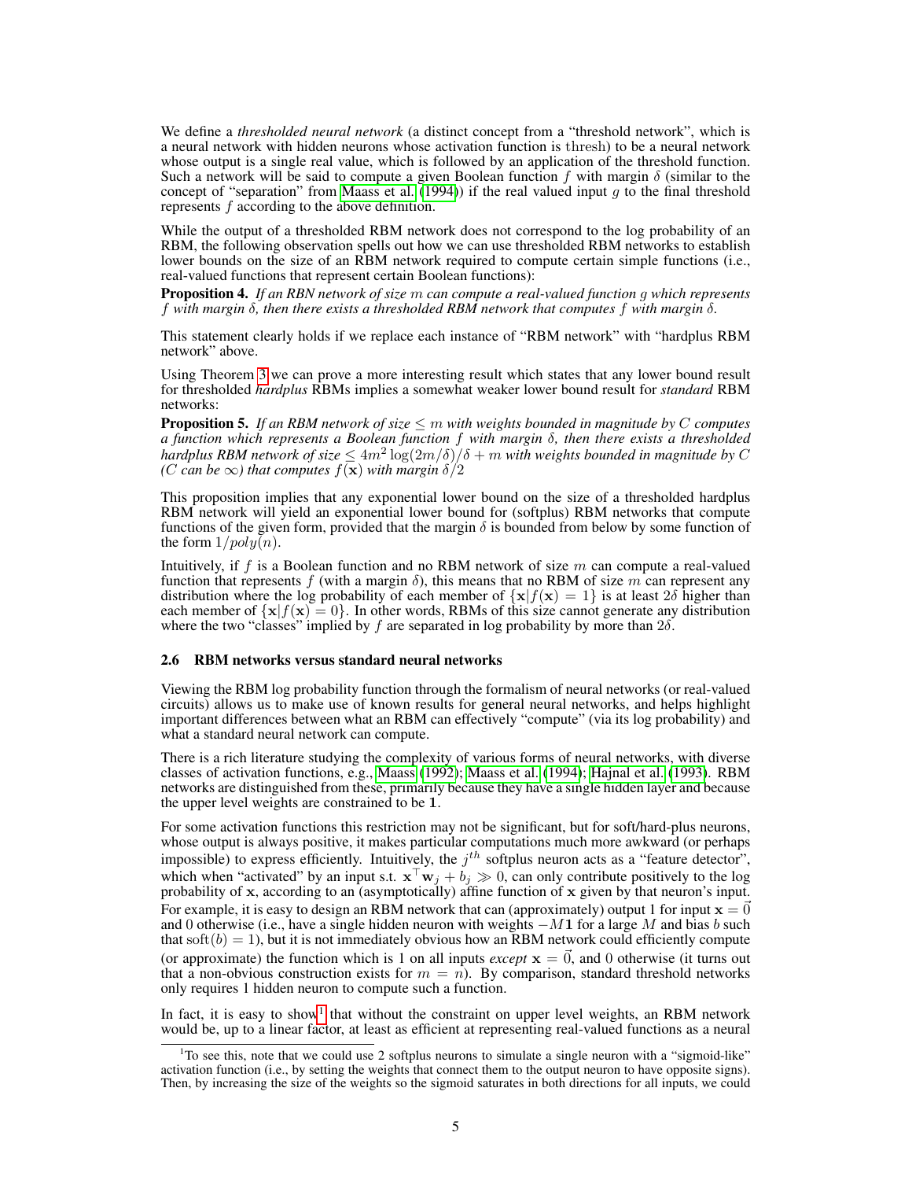We define a *thresholded neural network* (a distinct concept from a "threshold network", which is a neural network with hidden neurons whose activation function is $\text{thresh}$) to be a neural network whose output is a single real value, which is followed by an application of the threshold function. Such a network will be said to compute a given Boolean function $f$ with margin $\delta$ (similar to the concept of "separation" from Maass et al. (1994)) if the real valued input $g$ to the final threshold represents $f$ according to the above definition.

While the output of a thresholded RBM network does not correspond to the log probability of an RBM, the following observation spells out how we can use thresholded RBM networks to establish lower bounds on the size of an RBM network required to compute certain simple functions (i.e., real-valued functions that represent certain Boolean functions):

**Proposition 4.** *If an RBN network of size $m$ can compute a real-valued function $g$ which represents $f$ with margin $\delta$, then there exists a thresholded RBM network that computes $f$ with margin $\delta$.*

This statement clearly holds if we replace each instance of "RBM network" with "hardplus RBM network" above.

Using Theorem 3 we can prove a more interesting result which states that any lower bound result for thresholded *hardplus* RBMs implies a somewhat weaker lower bound result for *standard* RBM networks:

**Proposition 5.** *If an RBM network of size $\leq m$ with weights bounded in magnitude by $C$ computes a function which represents a Boolean function $f$ with margin $\delta$, then there exists a thresholded hardplus RBM network of size $\leq 4m^2 \log(2m/\delta)/\delta + m$ with weights bounded in magnitude by $C$ ($C$ can be $\infty$) that computes $f(\mathbf{x})$ with margin $\delta/2$*

This proposition implies that any exponential lower bound on the size of a thresholded hardplus RBM network will yield an exponential lower bound for (softplus) RBM networks that compute functions of the given form, provided that the margin $\delta$ is bounded from below by some function of the form $1/poly(n)$.

Intuitively, if $f$ is a Boolean function and no RBM network of size $m$ can compute a real-valued function that represents $f$ (with a margin $\delta$), this means that no RBM of size $m$ can represent any distribution where the log probability of each member of $\{\mathbf{x}|f(\mathbf{x}) = 1\}$ is at least $2\delta$ higher than each member of $\{\mathbf{x}|f(\mathbf{x}) = 0\}$. In other words, RBMs of this size cannot generate any distribution where the two "classes" implied by $f$ are separated in log probability by more than $2\delta$.

### 2.6 RBM networks versus standard neural networks

Viewing the RBM log probability function through the formalism of neural networks (or real-valued circuits) allows us to make use of known results for general neural networks, and helps highlight important differences between what an RBM can effectively "compute" (via its log probability) and what a standard neural network can compute.

There is a rich literature studying the complexity of various forms of neural networks, with diverse classes of activation functions, e.g., Maass (1992); Maass et al. (1994); Hajnal et al. (1993). RBM networks are distinguished from these, primarily because they have a single hidden layer and because the upper level weights are constrained to be $\mathbf{1}$.

For some activation functions this restriction may not be significant, but for soft/hard-plus neurons, whose output is always positive, it makes particular computations much more awkward (or perhaps impossible) to express efficiently. Intuitively, the $j^{th}$ softplus neuron acts as a "feature detector", which when "activated" by an input s.t. $\mathbf{x}^\top \mathbf{w}_j + b_j \gg 0$, can only contribute positively to the log probability of $\mathbf{x}$, according to an (asymptotically) affine function of $\mathbf{x}$ given by that neuron's input. For example, it is easy to design an RBM network that can (approximately) output 1 for input $\mathbf{x} = \vec{0}$ and 0 otherwise (i.e., have a single hidden neuron with weights $-M\mathbf{1}$ for a large $M$ and bias $b$ such that $\text{soft}(b) = 1$), but it is not immediately obvious how an RBM network could efficiently compute (or approximate) the function which is 1 on all inputs *except* $\mathbf{x} = \vec{0}$, and 0 otherwise (it turns out that a non-obvious construction exists for $m = n$). By comparison, standard threshold networks only requires 1 hidden neuron to compute such a function.

In fact, it is easy to show[1] that without the constraint on upper level weights, an RBM network would be, up to a linear factor, at least as efficient at representing real-valued functions as a neural

[1]To see this, note that we could use 2 softplus neurons to simulate a single neuron with a "sigmoid-like" activation function (i.e., by setting the weights that connect them to the output neuron to have opposite signs). Then, by increasing the size of the weights so the sigmoid saturates in both directions for all inputs, we could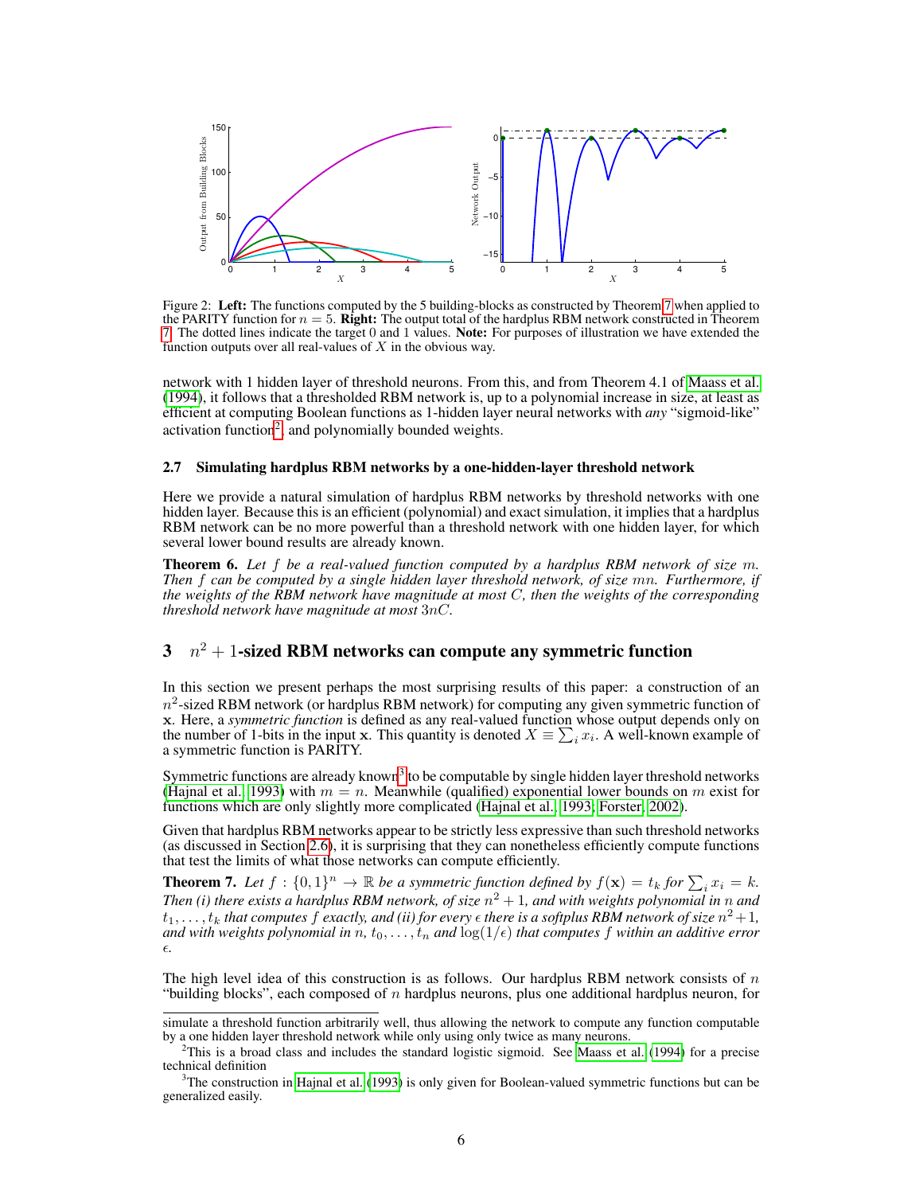Figure 2: **Left:** The functions computed by the 5 building-blocks as constructed by Theorem 7 when applied to the PARITY function for $n = 5$. **Right:** The output total of the hardplus RBM network constructed in Theorem 7. The dotted lines indicate the target 0 and 1 values. **Note:** For purposes of illustration we have extended the function outputs over all real-values of $X$ in the obvious way.

network with 1 hidden layer of threshold neurons. From this, and from Theorem 4.1 of Maass et al. (1994), it follows that a thresholded RBM network is, up to a polynomial increase in size, at least as efficient at computing Boolean functions as 1-hidden layer neural networks with *any* "sigmoid-like" activation function[2], and polynomially bounded weights.

### 2.7 Simulating hardplus RBM networks by a one-hidden-layer threshold network

Here we provide a natural simulation of hardplus RBM networks by threshold networks with one hidden layer. Because this is an efficient (polynomial) and exact simulation, it implies that a hardplus RBM network can be no more powerful than a threshold network with one hidden layer, for which several lower bound results are already known.

**Theorem 6.** *Let $f$ be a real-valued function computed by a hardplus RBM network of size $m$. Then $f$ can be computed by a single hidden layer threshold network, of size $mn$. Furthermore, if the weights of the RBM network have magnitude at most $C$, then the weights of the corresponding threshold network have magnitude at most $3nC$.*

## 3 $n^2 + 1$-sized RBM networks can compute any symmetric function

In this section we present perhaps the most surprising results of this paper: a construction of an $n^2$-sized RBM network (or hardplus RBM network) for computing any given symmetric function of $\mathbf{x}$. Here, a *symmetric function* is defined as any real-valued function whose output depends only on the number of 1-bits in the input $\mathbf{x}$. This quantity is denoted $X \equiv \sum_i x_i$. A well-known example of a symmetric function is PARITY.

Symmetric functions are already known[3] to be computable by single hidden layer threshold networks (Hajnal et al., 1993) with $m = n$. Meanwhile (qualified) exponential lower bounds on $m$ exist for functions which are only slightly more complicated (Hajnal et al., 1993; Forster, 2002).

Given that hardplus RBM networks appear to be strictly less expressive than such threshold networks (as discussed in Section 2.6), it is surprising that they can nonetheless efficiently compute functions that test the limits of what those networks can compute efficiently.

**Theorem 7.** *Let $f : \{0,1\}^n \to \mathbb{R}$ be a symmetric function defined by $f(\mathbf{x}) = t_k$ for $\sum_i x_i = k$. Then (i) there exists a hardplus RBM network, of size $n^2 + 1$, and with weights polynomial in $n$ and $t_1, \ldots, t_k$ that computes $f$ exactly, and (ii) for every $\epsilon$ there is a softplus RBM network of size $n^2+1$, and with weights polynomial in $n$, $t_0, \ldots, t_n$ and $\log(1/\epsilon)$ that computes $f$ within an additive error $\epsilon$.*

The high level idea of this construction is as follows. Our hardplus RBM network consists of $n$ "building blocks", each composed of $n$ hardplus neurons, plus one additional hardplus neuron, for

simulate a threshold function arbitrarily well, thus allowing the network to compute any function computable by a one hidden layer threshold network while only using only twice as many neurons.

[2] This is a broad class and includes the standard logistic sigmoid. See Maass et al. (1994) for a precise technical definition

[3] The construction in Hajnal et al. (1993) is only given for Boolean-valued symmetric functions but can be generalized easily.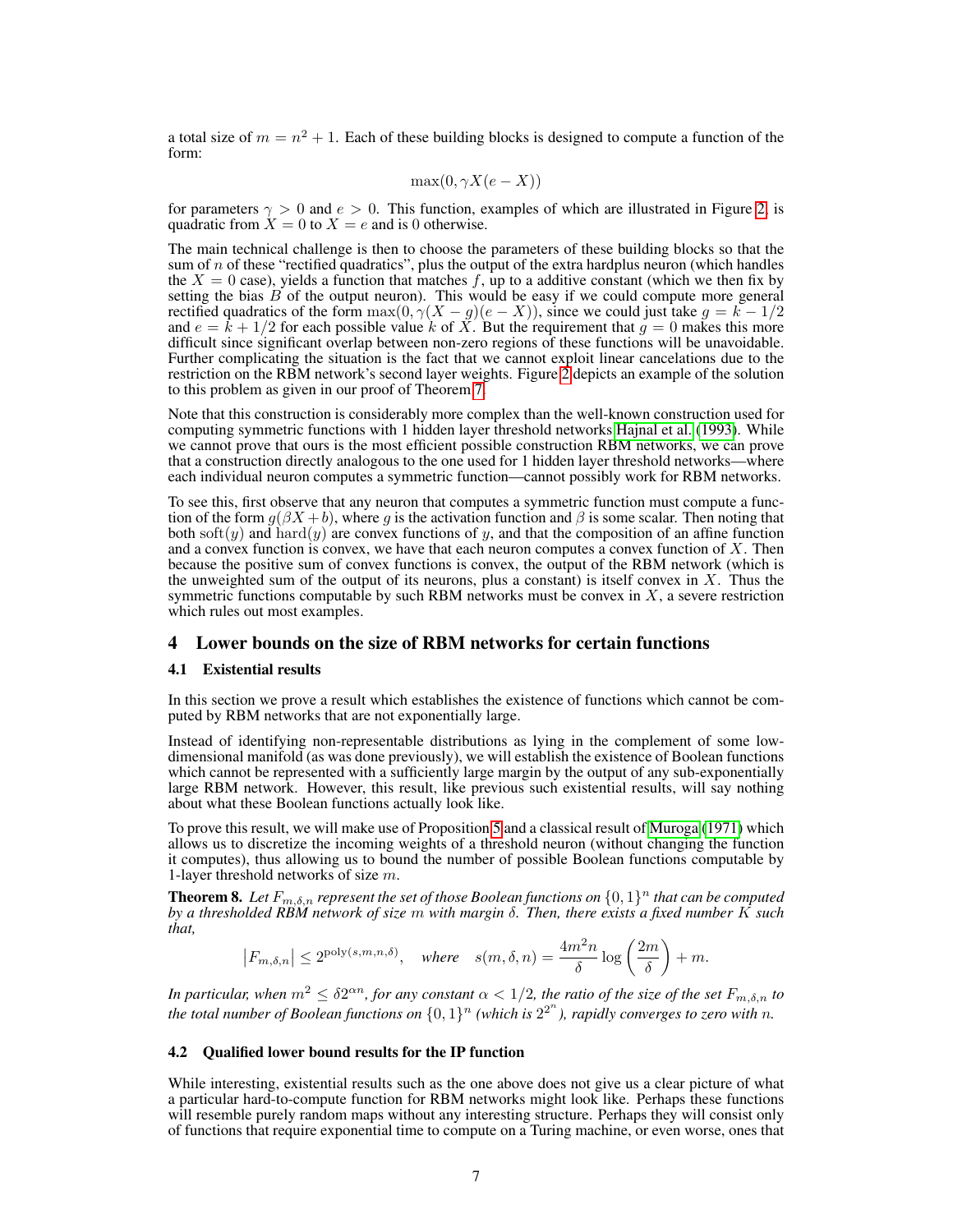a total size of $m = n^2 + 1$. Each of these building blocks is designed to compute a function of the form:

$$\max(0, \gamma X(e - X))$$

for parameters $\gamma > 0$ and $e > 0$. This function, examples of which are illustrated in Figure 2, is quadratic from $X = 0$ to $X = e$ and is 0 otherwise.

The main technical challenge is then to choose the parameters of these building blocks so that the sum of $n$ of these "rectified quadratics", plus the output of the extra hardplus neuron (which handles the $X = 0$ case), yields a function that matches $f$, up to a additive constant (which we then fix by setting the bias $B$ of the output neuron). This would be easy if we could compute more general rectified quadratics of the form $\max(0, \gamma(X - g)(e - X))$, since we could just take $g = k - 1/2$ and $e = k + 1/2$ for each possible value $k$ of $X$. But the requirement that $g = 0$ makes this more difficult since significant overlap between non-zero regions of these functions will be unavoidable. Further complicating the situation is the fact that we cannot exploit linear cancelations due to the restriction on the RBM network's second layer weights. Figure 2 depicts an example of the solution to this problem as given in our proof of Theorem 7.

Note that this construction is considerably more complex than the well-known construction used for computing symmetric functions with 1 hidden layer threshold networks Hajnal et al. (1993). While we cannot prove that ours is the most efficient possible construction RBM networks, we can prove that a construction directly analogous to the one used for 1 hidden layer threshold networks—where each individual neuron computes a symmetric function—cannot possibly work for RBM networks.

To see this, first observe that any neuron that computes a symmetric function must compute a function of the form $g(\beta X + b)$, where $g$ is the activation function and $\beta$ is some scalar. Then noting that both $\mathrm{soft}(y)$ and $\mathrm{hard}(y)$ are convex functions of $y$, and that the composition of an affine function and a convex function is convex, we have that each neuron computes a convex function of $X$. Then because the positive sum of convex functions is convex, the output of the RBM network (which is the unweighted sum of the output of its neurons, plus a constant) is itself convex in $X$. Thus the symmetric functions computable by such RBM networks must be convex in $X$, a severe restriction which rules out most examples.

## 4 Lower bounds on the size of RBM networks for certain functions

### 4.1 Existential results

In this section we prove a result which establishes the existence of functions which cannot be computed by RBM networks that are not exponentially large.

Instead of identifying non-representable distributions as lying in the complement of some low-dimensional manifold (as was done previously), we will establish the existence of Boolean functions which cannot be represented with a sufficiently large margin by the output of any sub-exponentially large RBM network. However, this result, like previous such existential results, will say nothing about what these Boolean functions actually look like.

To prove this result, we will make use of Proposition 5 and a classical result of Muroga (1971) which allows us to discretize the incoming weights of a threshold neuron (without changing the function it computes), thus allowing us to bound the number of possible Boolean functions computable by 1-layer threshold networks of size $m$.

**Theorem 8.** *Let $F_{m,\delta,n}$ represent the set of those Boolean functions on $\{0,1\}^n$ that can be computed by a thresholded RBM network of size $m$ with margin $\delta$. Then, there exists a fixed number $K$ such that,*

$$\left|F_{m,\delta,n}\right| \leq 2^{\mathrm{poly}(s,m,n,\delta)}, \quad \textit{where} \quad s(m,\delta,n) = \frac{4m^2 n}{\delta} \log\left(\frac{2m}{\delta}\right) + m.$$

*In particular, when $m^2 \leq \delta 2^{\alpha n}$, for any constant $\alpha < 1/2$, the ratio of the size of the set $F_{m,\delta,n}$ to the total number of Boolean functions on $\{0,1\}^n$ (which is $2^{2^n}$), rapidly converges to zero with $n$.*

### 4.2 Qualified lower bound results for the IP function

While interesting, existential results such as the one above does not give us a clear picture of what a particular hard-to-compute function for RBM networks might look like. Perhaps these functions will resemble purely random maps without any interesting structure. Perhaps they will consist only of functions that require exponential time to compute on a Turing machine, or even worse, ones that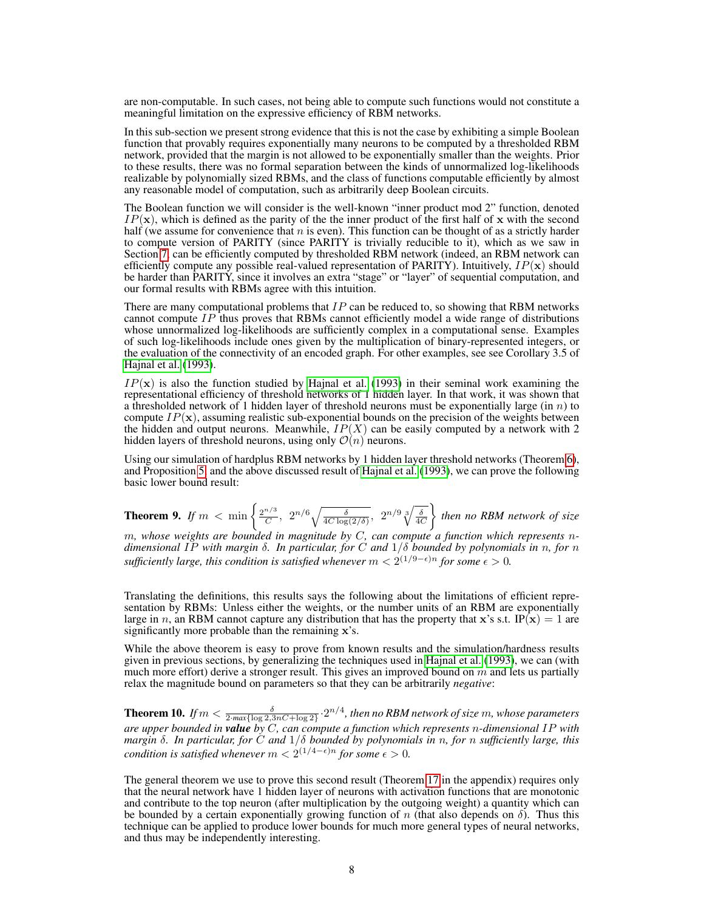are non-computable. In such cases, not being able to compute such functions would not constitute a meaningful limitation on the expressive efficiency of RBM networks.

In this sub-section we present strong evidence that this is not the case by exhibiting a simple Boolean function that provably requires exponentially many neurons to be computed by a thresholded RBM network, provided that the margin is not allowed to be exponentially smaller than the weights. Prior to these results, there was no formal separation between the kinds of unnormalized log-likelihoods realizable by polynomially sized RBMs, and the class of functions computable efficiently by almost any reasonable model of computation, such as arbitrarily deep Boolean circuits.

The Boolean function we will consider is the well-known "inner product mod 2" function, denoted $IP(\mathbf{x})$, which is defined as the parity of the the inner product of the first half of $\mathbf{x}$ with the second half (we assume for convenience that $n$ is even). This function can be thought of as a strictly harder to compute version of PARITY (since PARITY is trivially reducible to it), which as we saw in Section 7, can be efficiently computed by thresholded RBM network (indeed, an RBM network can efficiently compute any possible real-valued representation of PARITY). Intuitively, $IP(\mathbf{x})$ should be harder than PARITY, since it involves an extra "stage" or "layer" of sequential computation, and our formal results with RBMs agree with this intuition.

There are many computational problems that $IP$ can be reduced to, so showing that RBM networks cannot compute $IP$ thus proves that RBMs cannot efficiently model a wide range of distributions whose unnormalized log-likelihoods are sufficiently complex in a computational sense. Examples of such log-likelihoods include ones given by the multiplication of binary-represented integers, or the evaluation of the connectivity of an encoded graph. For other examples, see see Corollary 3.5 of Hajnal et al. (1993).

$IP(\mathbf{x})$ is also the function studied by Hajnal et al. (1993) in their seminal work examining the representational efficiency of threshold networks of 1 hidden layer. In that work, it was shown that a thresholded network of 1 hidden layer of threshold neurons must be exponentially large (in $n$) to compute $IP(\mathbf{x})$, assuming realistic sub-exponential bounds on the precision of the weights between the hidden and output neurons. Meanwhile, $IP(X)$ can be easily computed by a network with 2 hidden layers of threshold neurons, using only $\mathcal{O}(n)$ neurons.

Using our simulation of hardplus RBM networks by 1 hidden layer threshold networks (Theorem 6), and Proposition 5, and the above discussed result of Hajnal et al. (1993), we can prove the following basic lower bound result:

**Theorem 9.** *If* $m < \min\left\{ \frac{2^{n/3}}{C},\ 2^{n/6}\sqrt{\frac{\delta}{4C\log(2/\delta)}},\ 2^{n/9}\sqrt[3]{\frac{\delta}{4C}} \right\}$ *then no RBM network of size $m$, whose weights are bounded in magnitude by $C$, can compute a function which represents $n$-dimensional $IP$ with margin $\delta$. In particular, for $C$ and $1/\delta$ bounded by polynomials in $n$, for $n$ sufficiently large, this condition is satisfied whenever $m < 2^{(1/9-\epsilon)n}$ for some $\epsilon > 0$.*

Translating the definitions, this results says the following about the limitations of efficient representation by RBMs: Unless either the weights, or the number units of an RBM are exponentially large in $n$, an RBM cannot capture any distribution that has the property that $\mathbf{x}$'s s.t. $\mathrm{IP}(\mathbf{x}) = 1$ are significantly more probable than the remaining $\mathbf{x}$'s.

While the above theorem is easy to prove from known results and the simulation/hardness results given in previous sections, by generalizing the techniques used in Hajnal et al. (1993), we can (with much more effort) derive a stronger result. This gives an improved bound on $m$ and lets us partially relax the magnitude bound on parameters so that they can be arbitrarily *negative*:

**Theorem 10.** *If* $m < \frac{\delta}{2\cdot max\{\log 2, 3nC + \log 2\}} \cdot 2^{n/4}$*, then no RBM network of size $m$, whose parameters are upper bounded in **value** by $C$, can compute a function which represents $n$-dimensional $IP$ with margin $\delta$. In particular, for $C$ and $1/\delta$ bounded by polynomials in $n$, for $n$ sufficiently large, this condition is satisfied whenever $m < 2^{(1/4-\epsilon)n}$ for some $\epsilon > 0$.*

The general theorem we use to prove this second result (Theorem 17 in the appendix) requires only that the neural network have 1 hidden layer of neurons with activation functions that are monotonic and contribute to the top neuron (after multiplication by the outgoing weight) a quantity which can be bounded by a certain exponentially growing function of $n$ (that also depends on $\delta$). Thus this technique can be applied to produce lower bounds for much more general types of neural networks, and thus may be independently interesting.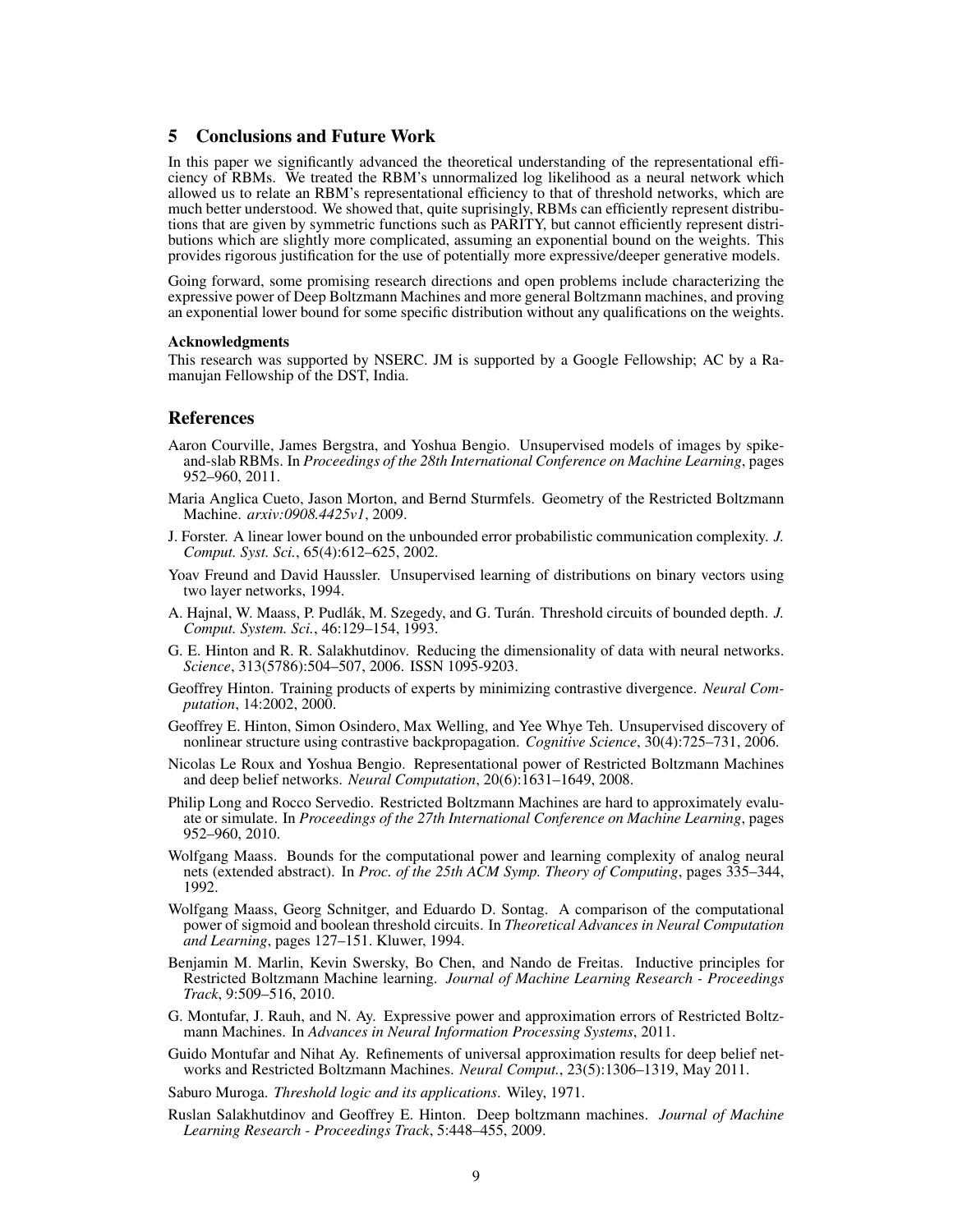## 5 Conclusions and Future Work

In this paper we significantly advanced the theoretical understanding of the representational efficiency of RBMs. We treated the RBM's unnormalized log likelihood as a neural network which allowed us to relate an RBM's representational efficiency to that of threshold networks, which are much better understood. We showed that, quite suprisingly, RBMs can efficiently represent distributions that are given by symmetric functions such as PARITY, but cannot efficiently represent distributions which are slightly more complicated, assuming an exponential bound on the weights. This provides rigorous justification for the use of potentially more expressive/deeper generative models.

Going forward, some promising research directions and open problems include characterizing the expressive power of Deep Boltzmann Machines and more general Boltzmann machines, and proving an exponential lower bound for some specific distribution without any qualifications on the weights.

**Acknowledgments**

This research was supported by NSERC. JM is supported by a Google Fellowship; AC by a Ramanujan Fellowship of the DST, India.

## References

Aaron Courville, James Bergstra, and Yoshua Bengio. Unsupervised models of images by spike-and-slab RBMs. In *Proceedings of the 28th International Conference on Machine Learning*, pages 952–960, 2011.

Maria Anglica Cueto, Jason Morton, and Bernd Sturmfels. Geometry of the Restricted Boltzmann Machine. *arxiv:0908.4425v1*, 2009.

J. Forster. A linear lower bound on the unbounded error probabilistic communication complexity. *J. Comput. Syst. Sci.*, 65(4):612–625, 2002.

Yoav Freund and David Haussler. Unsupervised learning of distributions on binary vectors using two layer networks, 1994.

A. Hajnal, W. Maass, P. Pudlák, M. Szegedy, and G. Turán. Threshold circuits of bounded depth. *J. Comput. System. Sci.*, 46:129–154, 1993.

G. E. Hinton and R. R. Salakhutdinov. Reducing the dimensionality of data with neural networks. *Science*, 313(5786):504–507, 2006. ISSN 1095-9203.

Geoffrey Hinton. Training products of experts by minimizing contrastive divergence. *Neural Computation*, 14:2002, 2000.

Geoffrey E. Hinton, Simon Osindero, Max Welling, and Yee Whye Teh. Unsupervised discovery of nonlinear structure using contrastive backpropagation. *Cognitive Science*, 30(4):725–731, 2006.

Nicolas Le Roux and Yoshua Bengio. Representational power of Restricted Boltzmann Machines and deep belief networks. *Neural Computation*, 20(6):1631–1649, 2008.

Philip Long and Rocco Servedio. Restricted Boltzmann Machines are hard to approximately evaluate or simulate. In *Proceedings of the 27th International Conference on Machine Learning*, pages 952–960, 2010.

Wolfgang Maass. Bounds for the computational power and learning complexity of analog neural nets (extended abstract). In *Proc. of the 25th ACM Symp. Theory of Computing*, pages 335–344, 1992.

Wolfgang Maass, Georg Schnitger, and Eduardo D. Sontag. A comparison of the computational power of sigmoid and boolean threshold circuits. In *Theoretical Advances in Neural Computation and Learning*, pages 127–151. Kluwer, 1994.

Benjamin M. Marlin, Kevin Swersky, Bo Chen, and Nando de Freitas. Inductive principles for Restricted Boltzmann Machine learning. *Journal of Machine Learning Research - Proceedings Track*, 9:509–516, 2010.

G. Montufar, J. Rauh, and N. Ay. Expressive power and approximation errors of Restricted Boltzmann Machines. In *Advances in Neural Information Processing Systems*, 2011.

Guido Montufar and Nihat Ay. Refinements of universal approximation results for deep belief networks and Restricted Boltzmann Machines. *Neural Comput.*, 23(5):1306–1319, May 2011.

Saburo Muroga. *Threshold logic and its applications*. Wiley, 1971.

Ruslan Salakhutdinov and Geoffrey E. Hinton. Deep boltzmann machines. *Journal of Machine Learning Research - Proceedings Track*, 5:448–455, 2009.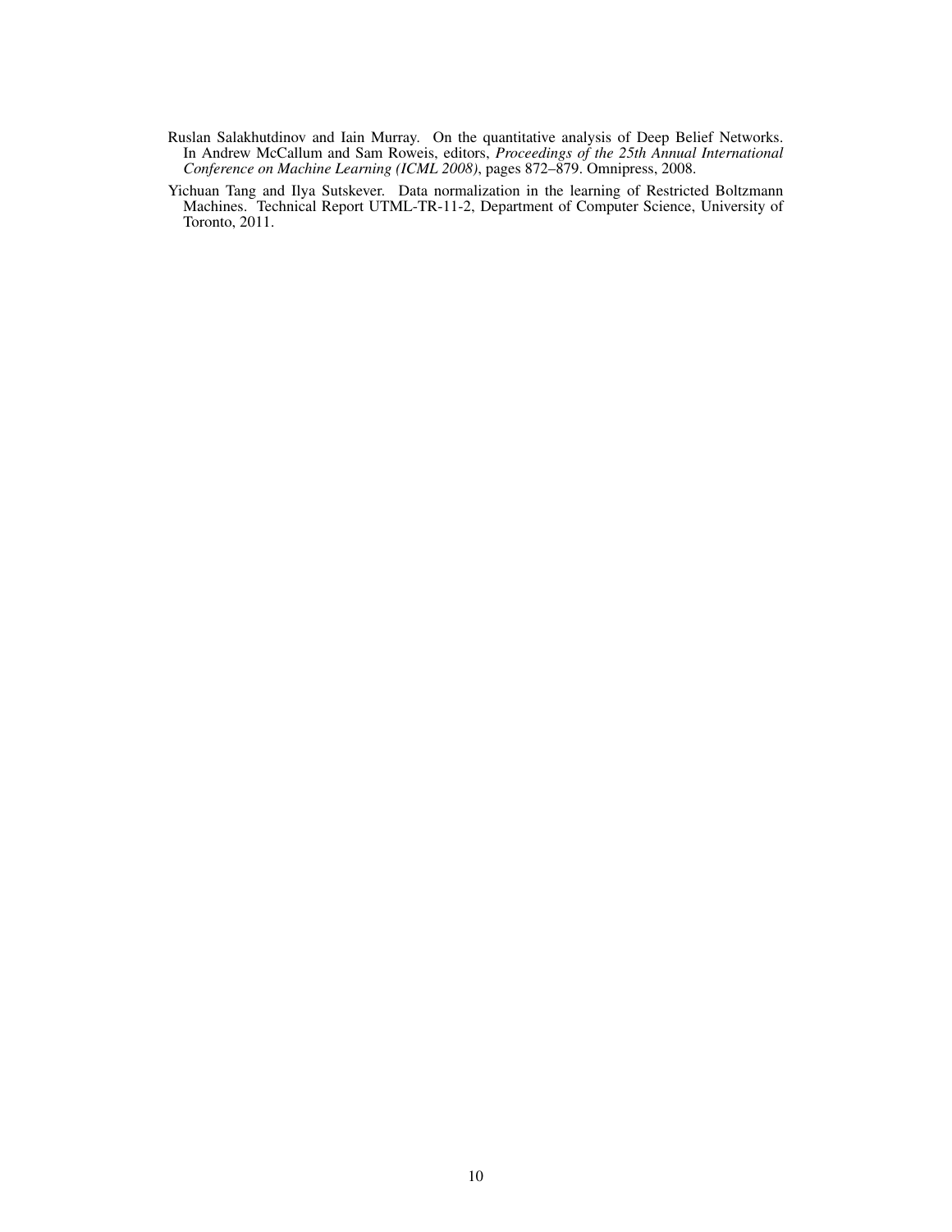Ruslan Salakhutdinov and Iain Murray. On the quantitative analysis of Deep Belief Networks. In Andrew McCallum and Sam Roweis, editors, *Proceedings of the 25th Annual International Conference on Machine Learning (ICML 2008)*, pages 872–879. Omnipress, 2008.

Yichuan Tang and Ilya Sutskever. Data normalization in the learning of Restricted Boltzmann Machines. Technical Report UTML-TR-11-2, Department of Computer Science, University of Toronto, 2011.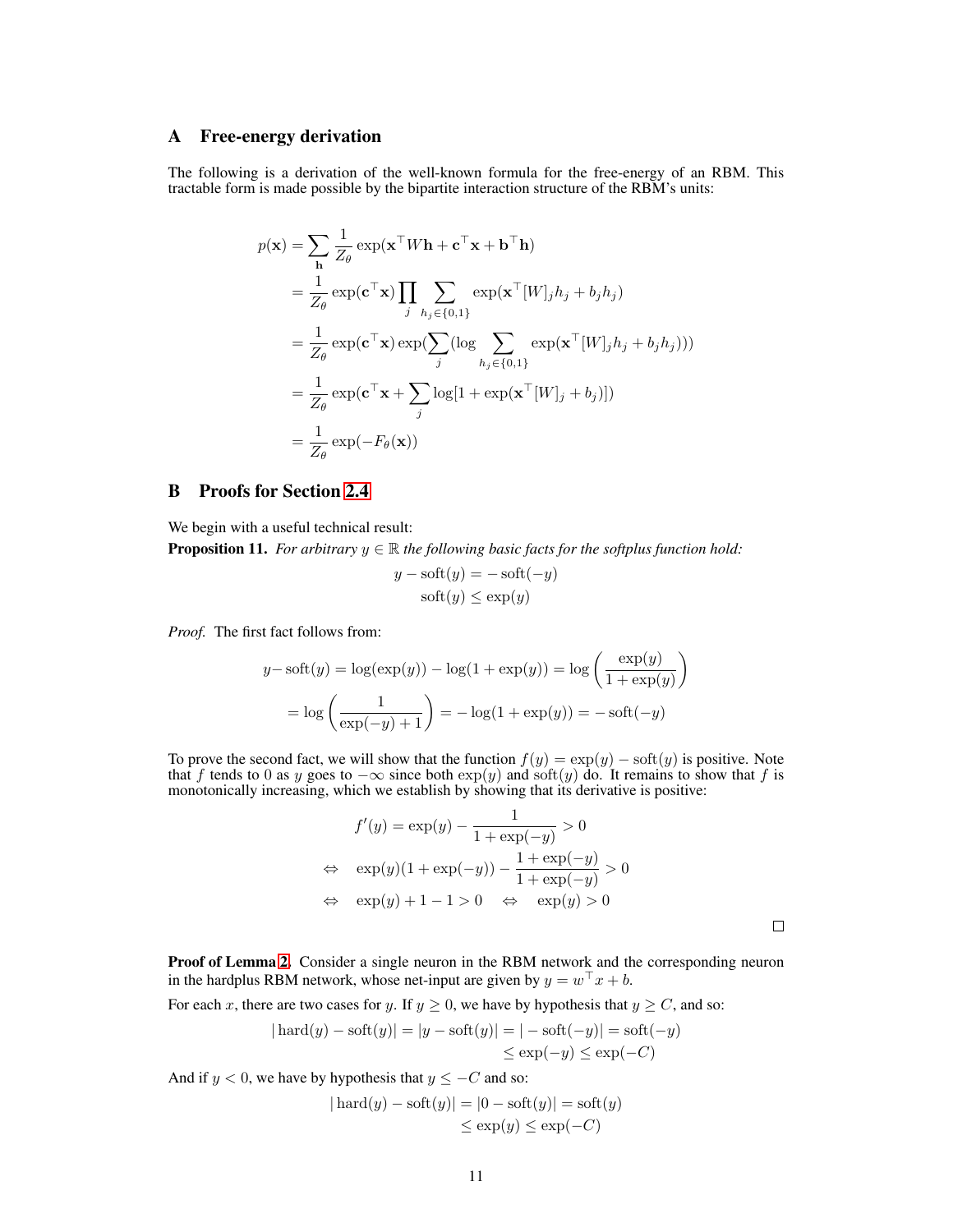## A Free-energy derivation

The following is a derivation of the well-known formula for the free-energy of an RBM. This tractable form is made possible by the bipartite interaction structure of the RBM's units:

$$
\begin{aligned}
p(\mathbf{x}) &= \sum_{\mathbf{h}} \frac{1}{Z_\theta} \exp(\mathbf{x}^\top W \mathbf{h} + \mathbf{c}^\top \mathbf{x} + \mathbf{b}^\top \mathbf{h}) \\
&= \frac{1}{Z_\theta} \exp(\mathbf{c}^\top \mathbf{x}) \prod_j \sum_{h_j \in \{0,1\}} \exp(\mathbf{x}^\top [W]_j h_j + b_j h_j) \\
&= \frac{1}{Z_\theta} \exp(\mathbf{c}^\top \mathbf{x}) \exp(\sum_j (\log \sum_{h_j \in \{0,1\}} \exp(\mathbf{x}^\top [W]_j h_j + b_j h_j))) \\
&= \frac{1}{Z_\theta} \exp(\mathbf{c}^\top \mathbf{x} + \sum_j \log[1 + \exp(\mathbf{x}^\top [W]_j + b_j)]) \\
&= \frac{1}{Z_\theta} \exp(-F_\theta(\mathbf{x}))
\end{aligned}
$$

## B Proofs for Section 2.4

We begin with a useful technical result:

**Proposition 11.** *For arbitrary $y \in \mathbb{R}$ the following basic facts for the softplus function hold:*

$$
\begin{aligned}
y - \operatorname{soft}(y) &= -\operatorname{soft}(-y) \\
\operatorname{soft}(y) &\leq \exp(y)
\end{aligned}
$$

*Proof.* The first fact follows from:

$$
\begin{aligned}
y - \operatorname{soft}(y) &= \log(\exp(y)) - \log(1 + \exp(y)) = \log\left(\frac{\exp(y)}{1 + \exp(y)}\right) \\
&= \log\left(\frac{1}{\exp(-y) + 1}\right) = -\log(1 + \exp(y)) = -\operatorname{soft}(-y)
\end{aligned}
$$

To prove the second fact, we will show that the function $f(y) = \exp(y) - \operatorname{soft}(y)$ is positive. Note that $f$ tends to 0 as $y$ goes to $-\infty$ since both $\exp(y)$ and $\operatorname{soft}(y)$ do. It remains to show that $f$ is monotonically increasing, which we establish by showing that its derivative is positive:

$$
\begin{aligned}
& f'(y) = \exp(y) - \frac{1}{1 + \exp(-y)} > 0 \\
\Leftrightarrow \quad & \exp(y)(1 + \exp(-y)) - \frac{1 + \exp(-y)}{1 + \exp(-y)} > 0 \\
\Leftrightarrow \quad & \exp(y) + 1 - 1 > 0 \quad \Leftrightarrow \quad \exp(y) > 0
\end{aligned}
$$

□

**Proof of Lemma 2.** Consider a single neuron in the RBM network and the corresponding neuron in the hardplus RBM network, whose net-input are given by $y = w^\top x + b$.

For each $x$, there are two cases for $y$. If $y \geq 0$, we have by hypothesis that $y \geq C$, and so:

$$
\begin{aligned}
|\operatorname{hard}(y) - \operatorname{soft}(y)| = |y - \operatorname{soft}(y)| &= |-\operatorname{soft}(-y)| = \operatorname{soft}(-y) \\
&\leq \exp(-y) \leq \exp(-C)
\end{aligned}
$$

And if $y < 0$, we have by hypothesis that $y \leq -C$ and so:

$$
\begin{aligned}
|\operatorname{hard}(y) - \operatorname{soft}(y)| = |0 - \operatorname{soft}(y)| &= \operatorname{soft}(y) \\
&\leq \exp(y) \leq \exp(-C)
\end{aligned}
$$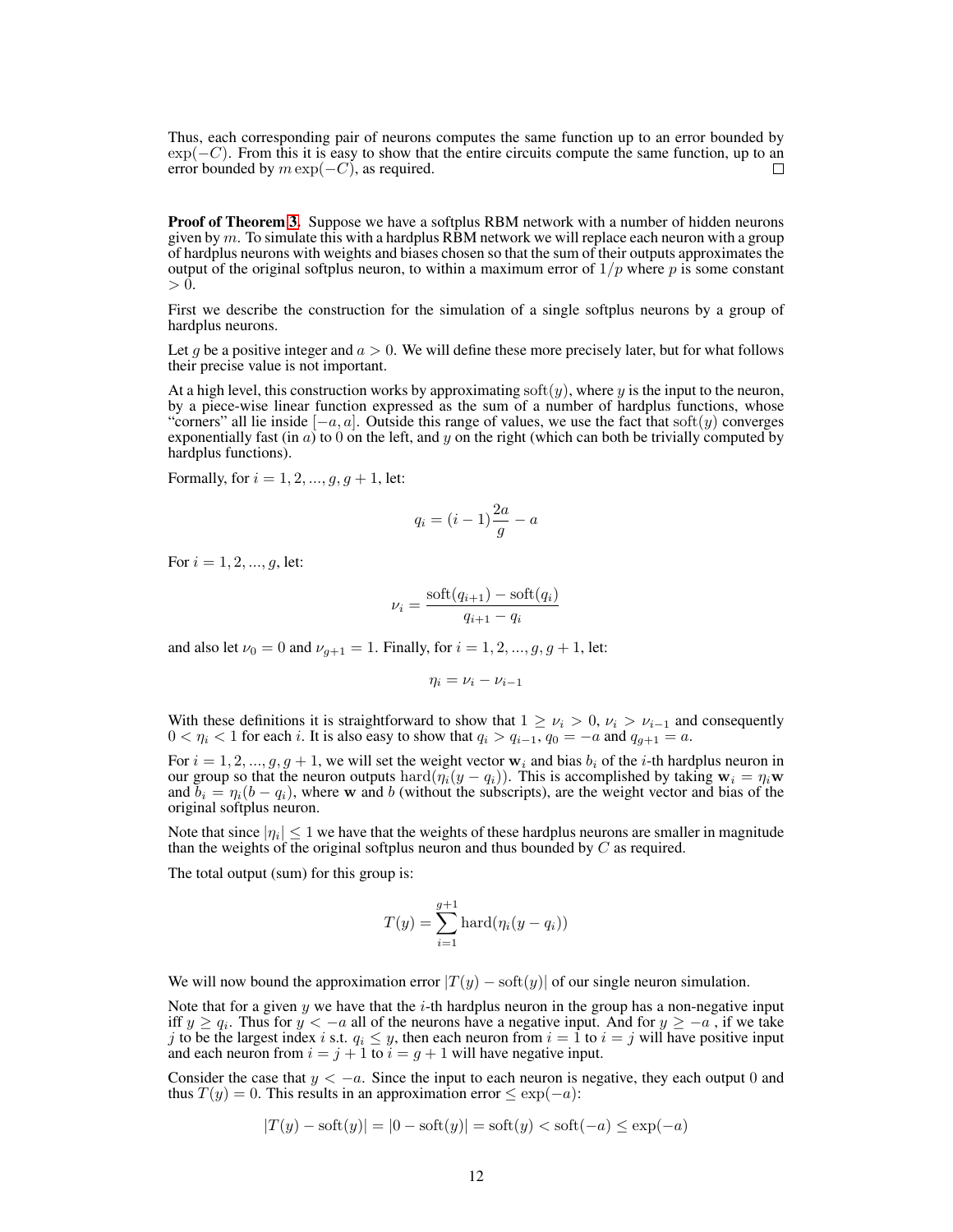Thus, each corresponding pair of neurons computes the same function up to an error bounded by $\exp(-C)$. From this it is easy to show that the entire circuits compute the same function, up to an error bounded by $m \exp(-C)$, as required. $\square$

**Proof of Theorem 3.** Suppose we have a softplus RBM network with a number of hidden neurons given by $m$. To simulate this with a hardplus RBM network we will replace each neuron with a group of hardplus neurons with weights and biases chosen so that the sum of their outputs approximates the output of the original softplus neuron, to within a maximum error of $1/p$ where $p$ is some constant $> 0$.

First we describe the construction for the simulation of a single softplus neurons by a group of hardplus neurons.

Let $g$ be a positive integer and $a > 0$. We will define these more precisely later, but for what follows their precise value is not important.

At a high level, this construction works by approximating $\text{soft}(y)$, where $y$ is the input to the neuron, by a piece-wise linear function expressed as the sum of a number of hardplus functions, whose "corners" all lie inside $[-a, a]$. Outside this range of values, we use the fact that $\text{soft}(y)$ converges exponentially fast (in $a$) to 0 on the left, and $y$ on the right (which can both be trivially computed by hardplus functions).

Formally, for $i = 1, 2, ..., g, g + 1$, let:

$$q_i = (i - 1)\frac{2a}{g} - a$$

For $i = 1, 2, ..., g$, let:

$$\nu_i = \frac{\text{soft}(q_{i+1}) - \text{soft}(q_i)}{q_{i+1} - q_i}$$

and also let $\nu_0 = 0$ and $\nu_{g+1} = 1$. Finally, for $i = 1, 2, ..., g, g + 1$, let:

$$\eta_i = \nu_i - \nu_{i-1}$$

With these definitions it is straightforward to show that $1 \geq \nu_i > 0$, $\nu_i > \nu_{i-1}$ and consequently $0 < \eta_i < 1$ for each $i$. It is also easy to show that $q_i > q_{i-1}$, $q_0 = -a$ and $q_{g+1} = a$.

For $i = 1, 2, ..., g, g + 1$, we will set the weight vector $\mathbf{w}_i$ and bias $b_i$ of the $i$-th hardplus neuron in our group so that the neuron outputs $\text{hard}(\eta_i(y - q_i))$. This is accomplished by taking $\mathbf{w}_i = \eta_i \mathbf{w}$ and $b_i = \eta_i(b - q_i)$, where $\mathbf{w}$ and $b$ (without the subscripts), are the weight vector and bias of the original softplus neuron.

Note that since $|\eta_i| \leq 1$ we have that the weights of these hardplus neurons are smaller in magnitude than the weights of the original softplus neuron and thus bounded by $C$ as required.

The total output (sum) for this group is:

$$T(y) = \sum_{i=1}^{g+1} \text{hard}(\eta_i(y - q_i))$$

We will now bound the approximation error $|T(y) - \text{soft}(y)|$ of our single neuron simulation.

Note that for a given $y$ we have that the $i$-th hardplus neuron in the group has a non-negative input iff $y \geq q_i$. Thus for $y < -a$ all of the neurons have a negative input. And for $y \geq -a$ , if we take $j$ to be the largest index $i$ s.t. $q_i \leq y$, then each neuron from $i = 1$ to $i = j$ will have positive input and each neuron from $i = j + 1$ to $i = g + 1$ will have negative input.

Consider the case that $y < -a$. Since the input to each neuron is negative, they each output 0 and thus $T(y) = 0$. This results in an approximation error $\leq \exp(-a)$:

$$|T(y) - \text{soft}(y)| = |0 - \text{soft}(y)| = \text{soft}(y) < \text{soft}(-a) \leq \exp(-a)$$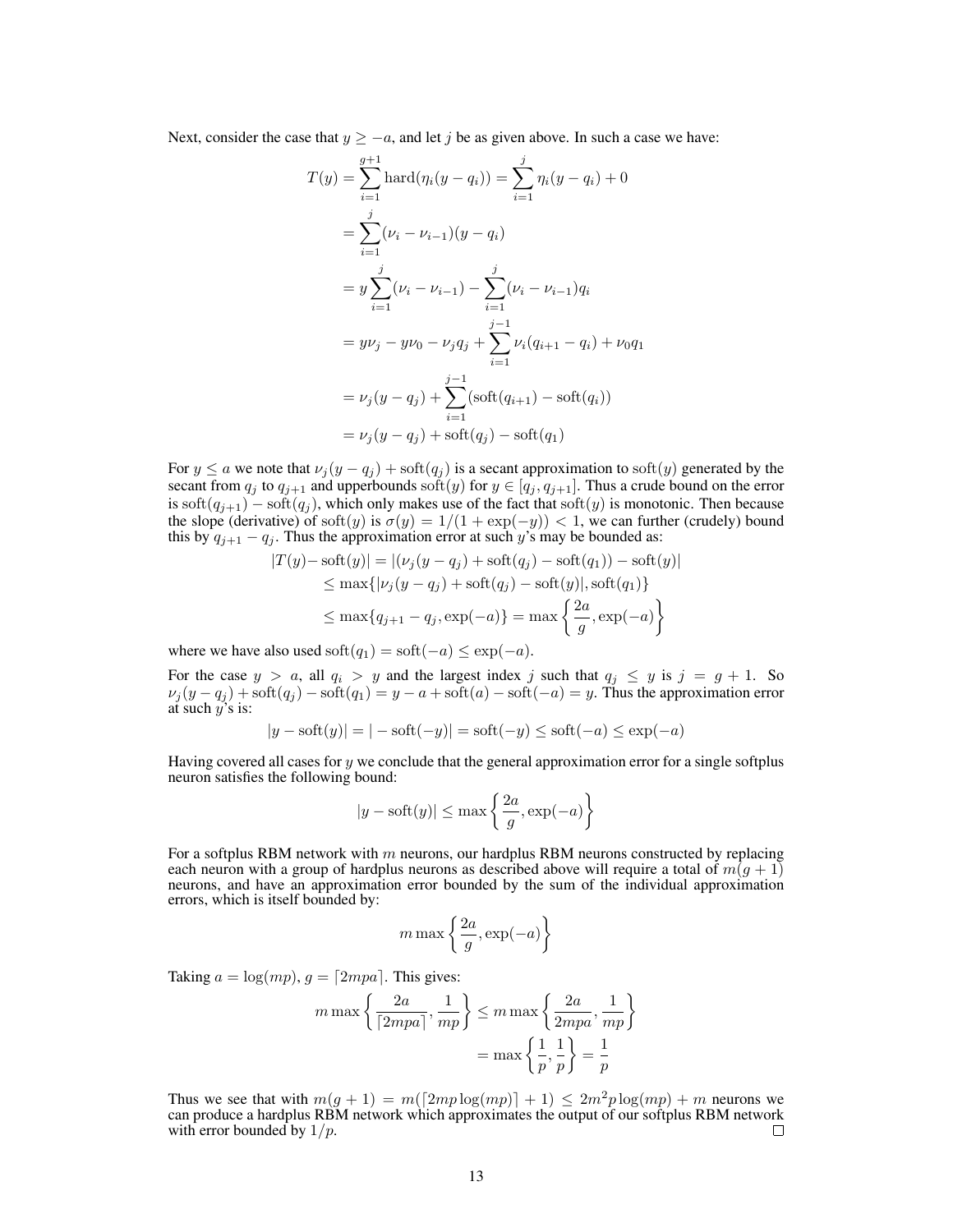Next, consider the case that $y \geq -a$, and let $j$ be as given above. In such a case we have:

$$
\begin{aligned}
T(y) &= \sum_{i=1}^{g+1} \text{hard}(\eta_i(y - q_i)) = \sum_{i=1}^{j} \eta_i(y - q_i) + 0 \\
&= \sum_{i=1}^{j} (\nu_i - \nu_{i-1})(y - q_i) \\
&= y \sum_{i=1}^{j} (\nu_i - \nu_{i-1}) - \sum_{i=1}^{j} (\nu_i - \nu_{i-1}) q_i \\
&= y\nu_j - y\nu_0 - \nu_j q_j + \sum_{i=1}^{j-1} \nu_i (q_{i+1} - q_i) + \nu_0 q_1 \\
&= \nu_j (y - q_j) + \sum_{i=1}^{j-1} (\text{soft}(q_{i+1}) - \text{soft}(q_i)) \\
&= \nu_j (y - q_j) + \text{soft}(q_j) - \text{soft}(q_1)
\end{aligned}
$$

For $y \leq a$ we note that $\nu_j(y - q_j) + \text{soft}(q_j)$ is a secant approximation to $\text{soft}(y)$ generated by the secant from $q_j$ to $q_{j+1}$ and upperbounds $\text{soft}(y)$ for $y \in [q_j, q_{j+1}]$. Thus a crude bound on the error is $\text{soft}(q_{j+1}) - \text{soft}(q_j)$, which only makes use of the fact that $\text{soft}(y)$ is monotonic. Then because the slope (derivative) of $\text{soft}(y)$ is $\sigma(y) = 1/(1 + \exp(-y)) < 1$, we can further (crudely) bound this by $q_{j+1} - q_j$. Thus the approximation error at such $y$'s may be bounded as:

$$
\begin{aligned}
|T(y) - \text{soft}(y)| &= |(\nu_j(y - q_j) + \text{soft}(q_j) - \text{soft}(q_1)) - \text{soft}(y)| \\
&\leq \max\{|\nu_j(y - q_j) + \text{soft}(q_j) - \text{soft}(y)|, \text{soft}(q_1)\} \\
&\leq \max\{q_{j+1} - q_j, \exp(-a)\} = \max\left\{\frac{2a}{g}, \exp(-a)\right\}
\end{aligned}
$$

where we have also used $\text{soft}(q_1) = \text{soft}(-a) \leq \exp(-a)$.

For the case $y > a$, all $q_i > y$ and the largest index $j$ such that $q_j \leq y$ is $j = g + 1$. So $\nu_j(y - q_j) + \text{soft}(q_j) - \text{soft}(q_1) = y - a + \text{soft}(a) - \text{soft}(-a) = y$. Thus the approximation error at such $y$'s is:

$$
|y - \text{soft}(y)| = |-\text{soft}(-y)| = \text{soft}(-y) \leq \text{soft}(-a) \leq \exp(-a)
$$

Having covered all cases for $y$ we conclude that the general approximation error for a single softplus neuron satisfies the following bound:

$$
|y - \text{soft}(y)| \leq \max\left\{\frac{2a}{g}, \exp(-a)\right\}
$$

For a softplus RBM network with $m$ neurons, our hardplus RBM neurons constructed by replacing each neuron with a group of hardplus neurons as described above will require a total of $m(g + 1)$ neurons, and have an approximation error bounded by the sum of the individual approximation errors, which is itself bounded by:

$$
m \max\left\{\frac{2a}{g}, \exp(-a)\right\}
$$

Taking $a = \log(mp)$, $g = \lceil 2mpa \rceil$. This gives:

$$
\begin{aligned}
m \max\left\{\frac{2a}{\lceil 2mpa \rceil}, \frac{1}{mp}\right\} &\leq m \max\left\{\frac{2a}{2mpa}, \frac{1}{mp}\right\} \\
&= \max\left\{\frac{1}{p}, \frac{1}{p}\right\} = \frac{1}{p}
\end{aligned}
$$

Thus we see that with $m(g + 1) = m(\lceil 2mp \log(mp) \rceil + 1) \leq 2m^2 p \log(mp) + m$ neurons we can produce a hardplus RBM network which approximates the output of our softplus RBM network with error bounded by $1/p$. ◻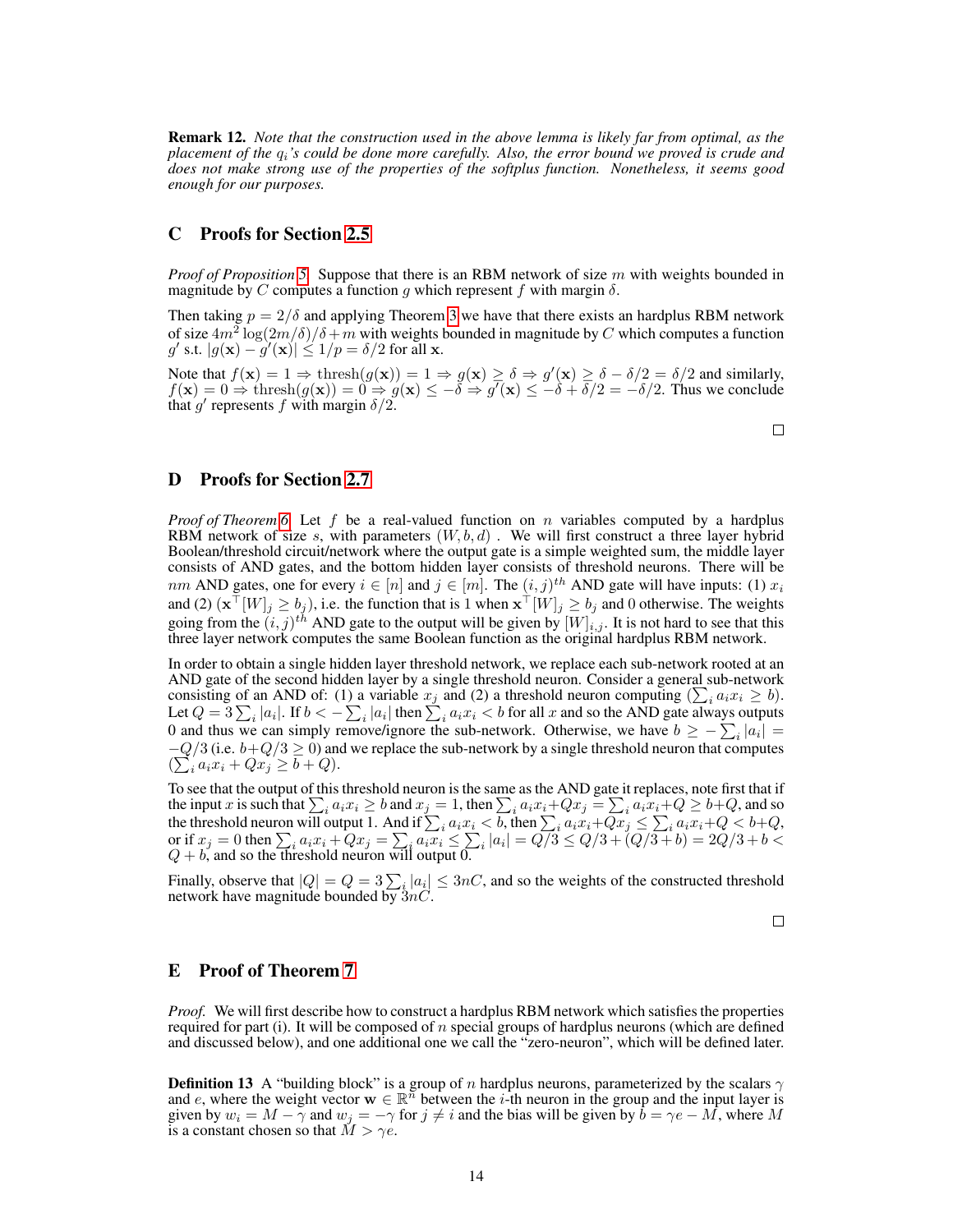**Remark 12.** *Note that the construction used in the above lemma is likely far from optimal, as the placement of the $q_i$'s could be done more carefully. Also, the error bound we proved is crude and does not make strong use of the properties of the softplus function. Nonetheless, it seems good enough for our purposes.*

## C Proofs for Section 2.5

*Proof of Proposition 5.* Suppose that there is an RBM network of size $m$ with weights bounded in magnitude by $C$ computes a function $g$ which represent $f$ with margin $\delta$.

Then taking $p = 2/\delta$ and applying Theorem 3 we have that there exists an hardplus RBM network of size $4m^2 \log(2m/\delta)/\delta + m$ with weights bounded in magnitude by $C$ which computes a function $g'$ s.t. $|g(\mathbf{x}) - g'(\mathbf{x})| \leq 1/p = \delta/2$ for all $\mathbf{x}$.

Note that $f(\mathbf{x}) = 1 \Rightarrow \text{thresh}(g(\mathbf{x})) = 1 \Rightarrow g(\mathbf{x}) \geq \delta \Rightarrow g'(\mathbf{x}) \geq \delta - \delta/2 = \delta/2$ and similarly, $f(\mathbf{x}) = 0 \Rightarrow \text{thresh}(g(\mathbf{x})) = 0 \Rightarrow g(\mathbf{x}) \leq -\delta \Rightarrow g'(\mathbf{x}) \leq -\delta + \delta/2 = -\delta/2$. Thus we conclude that $g'$ represents $f$ with margin $\delta/2$.

□

## D Proofs for Section 2.7

*Proof of Theorem 6.* Let $f$ be a real-valued function on $n$ variables computed by a hardplus RBM network of size $s$, with parameters $(W, b, d)$ . We will first construct a three layer hybrid Boolean/threshold circuit/network where the output gate is a simple weighted sum, the middle layer consists of AND gates, and the bottom hidden layer consists of threshold neurons. There will be $nm$ AND gates, one for every $i \in [n]$ and $j \in [m]$. The $(i, j)^{th}$ AND gate will have inputs: (1) $x_i$ and (2) $(\mathbf{x}^\top [W]_j \geq b_j)$, i.e. the function that is 1 when $\mathbf{x}^\top [W]_j \geq b_j$ and 0 otherwise. The weights going from the $(i, j)^{th}$ AND gate to the output will be given by $[W]_{i,j}$. It is not hard to see that this three layer network computes the same Boolean function as the original hardplus RBM network.

In order to obtain a single hidden layer threshold network, we replace each sub-network rooted at an AND gate of the second hidden layer by a single threshold neuron. Consider a general sub-network consisting of an AND of: (1) a variable $x_j$ and (2) a threshold neuron computing $(\sum_i a_i x_i \geq b)$. Let $Q = 3 \sum_i |a_i|$. If $b < -\sum_i |a_i|$ then $\sum_i a_i x_i < b$ for all $x$ and so the AND gate always outputs 0 and thus we can simply remove/ignore the sub-network. Otherwise, we have $b \geq -\sum_i |a_i| = -Q/3$ (i.e. $b + Q/3 \geq 0$) and we replace the sub-network by a single threshold neuron that computes $(\sum_i a_i x_i + Q x_j \geq b + Q)$.

To see that the output of this threshold neuron is the same as the AND gate it replaces, note first that if the input $x$ is such that $\sum_i a_i x_i \geq b$ and $x_j = 1$, then $\sum_i a_i x_i + Q x_j = \sum_i a_i x_i + Q \geq b + Q$, and so the threshold neuron will output 1. And if $\sum_i a_i x_i < b$, then $\sum_i a_i x_i + Q x_j \leq \sum_i a_i x_i + Q < b + Q$, or if $x_j = 0$ then $\sum_i a_i x_i + Q x_j = \sum_i a_i x_i \leq \sum_i |a_i| = Q/3 \leq Q/3 + (Q/3 + b) = 2Q/3 + b < Q + b$, and so the threshold neuron will output 0.

Finally, observe that $|Q| = Q = 3 \sum_i |a_i| \leq 3nC$, and so the weights of the constructed threshold network have magnitude bounded by $3nC$.

□

## E Proof of Theorem 7

*Proof.* We will first describe how to construct a hardplus RBM network which satisfies the properties required for part (i). It will be composed of $n$ special groups of hardplus neurons (which are defined and discussed below), and one additional one we call the "zero-neuron", which will be defined later.

**Definition 13** A "building block" is a group of $n$ hardplus neurons, parameterized by the scalars $\gamma$ and $e$, where the weight vector $\mathbf{w} \in \mathbb{R}^n$ between the $i$-th neuron in the group and the input layer is given by $w_i = M - \gamma$ and $w_j = -\gamma$ for $j \neq i$ and the bias will be given by $b = \gamma e - M$, where $M$ is a constant chosen so that $M > \gamma e$.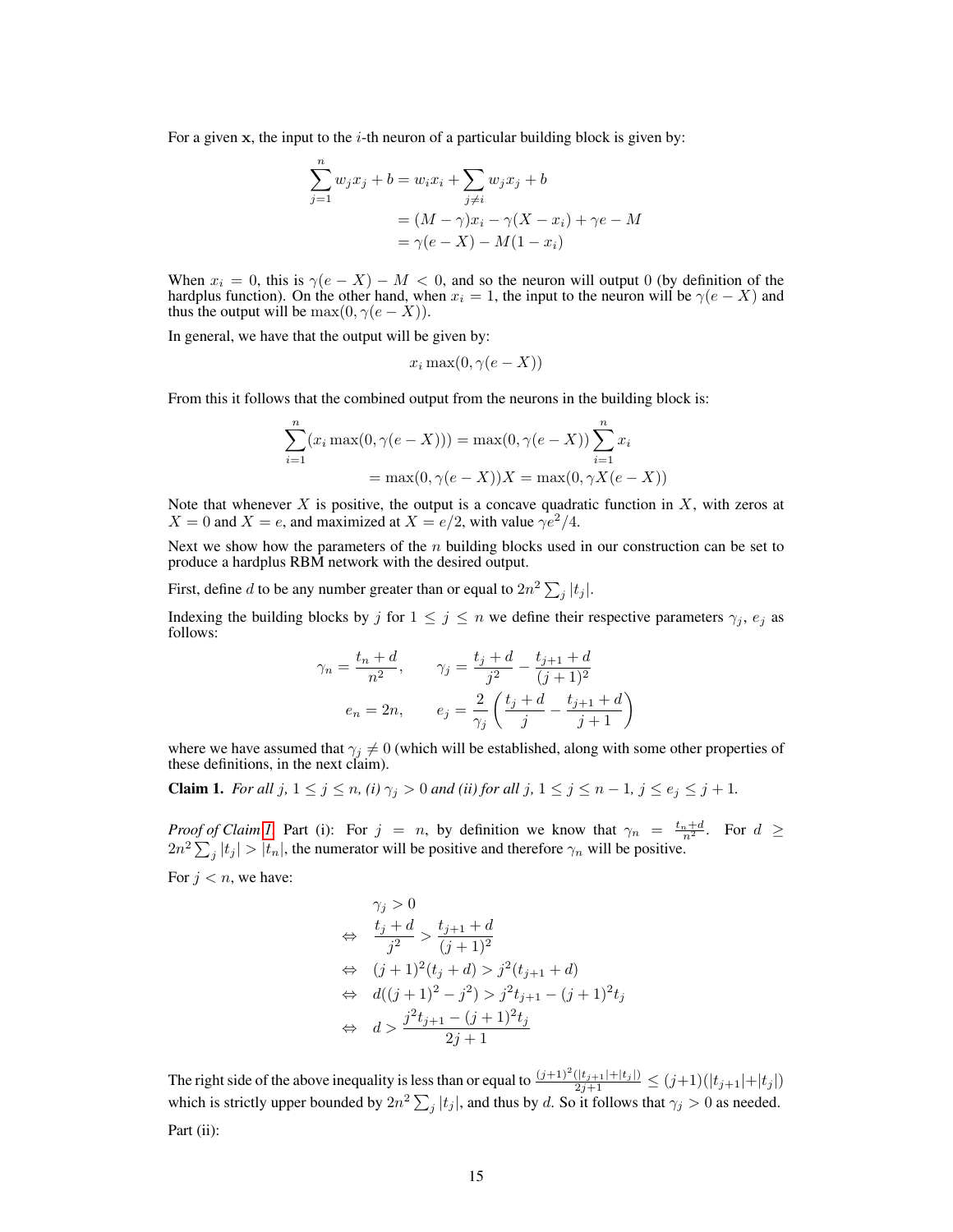For a given $\mathbf{x}$, the input to the $i$-th neuron of a particular building block is given by:

$$
\begin{aligned}
\sum_{j=1}^{n} w_j x_j + b &= w_i x_i + \sum_{j \neq i} w_j x_j + b \\
&= (M - \gamma) x_i - \gamma (X - x_i) + \gamma e - M \\
&= \gamma (e - X) - M(1 - x_i)
\end{aligned}
$$

When $x_i = 0$, this is $\gamma(e - X) - M < 0$, and so the neuron will output 0 (by definition of the hardplus function). On the other hand, when $x_i = 1$, the input to the neuron will be $\gamma(e - X)$ and thus the output will be $\max(0, \gamma(e - X))$.

In general, we have that the output will be given by:

$$
x_i \max(0, \gamma(e - X))
$$

From this it follows that the combined output from the neurons in the building block is:

$$
\begin{aligned}
\sum_{i=1}^{n} (x_i \max(0, \gamma(e - X))) &= \max(0, \gamma(e - X)) \sum_{i=1}^{n} x_i \\
&= \max(0, \gamma(e - X)) X = \max(0, \gamma X (e - X))
\end{aligned}
$$

Note that whenever $X$ is positive, the output is a concave quadratic function in $X$, with zeros at $X = 0$ and $X = e$, and maximized at $X = e/2$, with value $\gamma e^2/4$.

Next we show how the parameters of the $n$ building blocks used in our construction can be set to produce a hardplus RBM network with the desired output.

First, define $d$ to be any number greater than or equal to $2n^2 \sum_j |t_j|$.

Indexing the building blocks by $j$ for $1 \leq j \leq n$ we define their respective parameters $\gamma_j$, $e_j$ as follows:

$$
\gamma_n = \frac{t_n + d}{n^2}, \qquad \gamma_j = \frac{t_j + d}{j^2} - \frac{t_{j+1} + d}{(j+1)^2}
$$

$$
e_n = 2n, \qquad e_j = \frac{2}{\gamma_j} \left( \frac{t_j + d}{j} - \frac{t_{j+1} + d}{j+1} \right)
$$

where we have assumed that $\gamma_j \neq 0$ (which will be established, along with some other properties of these definitions, in the next claim).

**Claim 1.** *For all $j$, $1 \leq j \leq n$, (i) $\gamma_j > 0$ and (ii) for all $j$, $1 \leq j \leq n-1$, $j \leq e_j \leq j+1$.*

*Proof of Claim 1.* Part (i): For $j = n$, by definition we know that $\gamma_n = \frac{t_n + d}{n^2}$. For $d \geq 2n^2 \sum_j |t_j| > |t_n|$, the numerator will be positive and therefore $\gamma_n$ will be positive.

For $j < n$, we have:

$$
\begin{aligned}
& \gamma_j > 0 \\
\Leftrightarrow \quad & \frac{t_j + d}{j^2} > \frac{t_{j+1} + d}{(j+1)^2} \\
\Leftrightarrow \quad & (j+1)^2 (t_j + d) > j^2 (t_{j+1} + d) \\
\Leftrightarrow \quad & d((j+1)^2 - j^2) > j^2 t_{j+1} - (j+1)^2 t_j \\
\Leftrightarrow \quad & d > \frac{j^2 t_{j+1} - (j+1)^2 t_j}{2j + 1}
\end{aligned}
$$

The right side of the above inequality is less than or equal to $\frac{(j+1)^2(|t_{j+1}| + |t_j|)}{2j+1} \leq (j+1)(|t_{j+1}| + |t_j|)$ which is strictly upper bounded by $2n^2 \sum_j |t_j|$, and thus by $d$. So it follows that $\gamma_j > 0$ as needed.

Part (ii):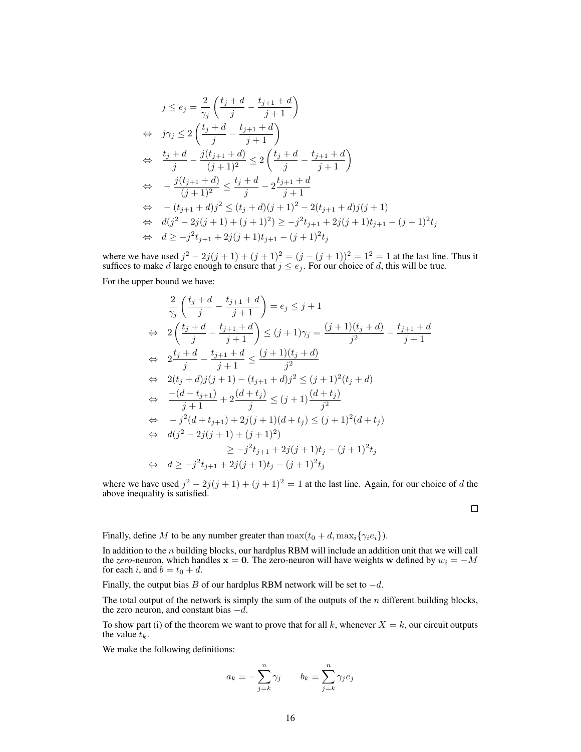$$
\begin{aligned}
& j \leq e_j = \frac{2}{\gamma_j}\left(\frac{t_j+d}{j} - \frac{t_{j+1}+d}{j+1}\right) \\
\Leftrightarrow \quad & j\gamma_j \leq 2\left(\frac{t_j+d}{j} - \frac{t_{j+1}+d}{j+1}\right) \\
\Leftrightarrow \quad & \frac{t_j+d}{j} - \frac{j(t_{j+1}+d)}{(j+1)^2} \leq 2\left(\frac{t_j+d}{j} - \frac{t_{j+1}+d}{j+1}\right) \\
\Leftrightarrow \quad & -\frac{j(t_{j+1}+d)}{(j+1)^2} \leq \frac{t_j+d}{j} - 2\frac{t_{j+1}+d}{j+1} \\
\Leftrightarrow \quad & -(t_{j+1}+d)j^2 \leq (t_j+d)(j+1)^2 - 2(t_{j+1}+d)j(j+1) \\
\Leftrightarrow \quad & d(j^2 - 2j(j+1) + (j+1)^2) \geq -j^2 t_{j+1} + 2j(j+1)t_{j+1} - (j+1)^2 t_j \\
\Leftrightarrow \quad & d \geq -j^2 t_{j+1} + 2j(j+1)t_{j+1} - (j+1)^2 t_j
\end{aligned}
$$

where we have used $j^2 - 2j(j+1) + (j+1)^2 = (j-(j+1))^2 = 1^2 = 1$ at the last line. Thus it suffices to make $d$ large enough to ensure that $j \leq e_j$. For our choice of $d$, this will be true.

For the upper bound we have:

$$
\begin{aligned}
& \frac{2}{\gamma_j}\left(\frac{t_j+d}{j} - \frac{t_{j+1}+d}{j+1}\right) = e_j \leq j+1 \\
\Leftrightarrow \quad & 2\left(\frac{t_j+d}{j} - \frac{t_{j+1}+d}{j+1}\right) \leq (j+1)\gamma_j = \frac{(j+1)(t_j+d)}{j^2} - \frac{t_{j+1}+d}{j+1} \\
\Leftrightarrow \quad & 2\frac{t_j+d}{j} - \frac{t_{j+1}+d}{j+1} \leq \frac{(j+1)(t_j+d)}{j^2} \\
\Leftrightarrow \quad & 2(t_j+d)j(j+1) - (t_{j+1}+d)j^2 \leq (j+1)^2(t_j+d) \\
\Leftrightarrow \quad & \frac{-(d-t_{j+1})}{j+1} + 2\frac{(d+t_j)}{j} \leq (j+1)\frac{(d+t_j)}{j^2} \\
\Leftrightarrow \quad & -j^2(d+t_{j+1}) + 2j(j+1)(d+t_j) \leq (j+1)^2(d+t_j) \\
\Leftrightarrow \quad & d(j^2 - 2j(j+1) + (j+1)^2) \\
& \qquad \qquad \geq -j^2 t_{j+1} + 2j(j+1)t_j - (j+1)^2 t_j \\
\Leftrightarrow \quad & d \geq -j^2 t_{j+1} + 2j(j+1)t_j - (j+1)^2 t_j
\end{aligned}
$$

where we have used $j^2 - 2j(j+1) + (j+1)^2 = 1$ at the last line. Again, for our choice of $d$ the above inequality is satisfied.

□

Finally, define $M$ to be any number greater than $\max(t_0 + d, \max_i\{\gamma_i e_i\})$.

In addition to the $n$ building blocks, our hardplus RBM will include an addition unit that we will call the *zero*-neuron, which handles $\mathbf{x} = \mathbf{0}$. The zero-neuron will have weights $\mathbf{w}$ defined by $w_i = -M$ for each $i$, and $b = t_0 + d$.

Finally, the output bias $B$ of our hardplus RBM network will be set to $-d$.

The total output of the network is simply the sum of the outputs of the $n$ different building blocks, the zero neuron, and constant bias $-d$.

To show part (i) of the theorem we want to prove that for all $k$, whenever $X = k$, our circuit outputs the value $t_k$.

We make the following definitions:

$$
a_k \equiv -\sum_{j=k}^{n} \gamma_j \qquad b_k \equiv \sum_{j=k}^{n} \gamma_j e_j
$$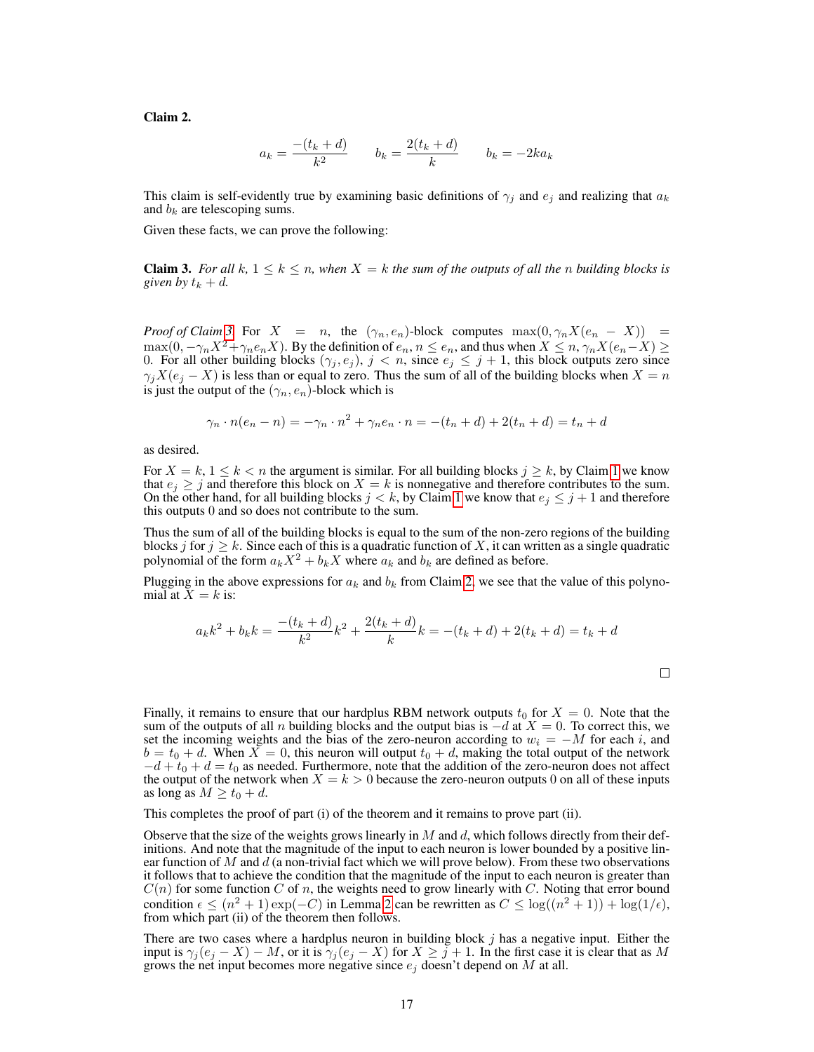**Claim 2.**

$$a_k = \frac{-(t_k + d)}{k^2} \qquad b_k = \frac{2(t_k + d)}{k} \qquad b_k = -2ka_k$$

This claim is self-evidently true by examining basic definitions of $\gamma_j$ and $e_j$ and realizing that $a_k$ and $b_k$ are telescoping sums.

Given these facts, we can prove the following:

**Claim 3.** *For all k, $1 \leq k \leq n$, when $X = k$ the sum of the outputs of all the $n$ building blocks is given by $t_k + d$.*

*Proof of Claim 3.* For $X = n$, the $(\gamma_n, e_n)$-block computes $\max(0, \gamma_n X(e_n - X)) = \max(0, -\gamma_n X^2 + \gamma_n e_n X)$. By the definition of $e_n$, $n \leq e_n$, and thus when $X \leq n$, $\gamma_n X(e_n - X) \geq 0$. For all other building blocks $(\gamma_j, e_j)$, $j < n$, since $e_j \leq j + 1$, this block outputs zero since $\gamma_j X(e_j - X)$ is less than or equal to zero. Thus the sum of all of the building blocks when $X = n$ is just the output of the $(\gamma_n, e_n)$-block which is

$$\gamma_n \cdot n(e_n - n) = -\gamma_n \cdot n^2 + \gamma_n e_n \cdot n = -(t_n + d) + 2(t_n + d) = t_n + d$$

as desired.

For $X = k$, $1 \leq k < n$ the argument is similar. For all building blocks $j \geq k$, by Claim 1 we know that $e_j \geq j$ and therefore this block on $X = k$ is nonnegative and therefore contributes to the sum. On the other hand, for all building blocks $j < k$, by Claim 1 we know that $e_j \leq j + 1$ and therefore this outputs 0 and so does not contribute to the sum.

Thus the sum of all of the building blocks is equal to the sum of the non-zero regions of the building blocks $j$ for $j \geq k$. Since each of this is a quadratic function of $X$, it can written as a single quadratic polynomial of the form $a_k X^2 + b_k X$ where $a_k$ and $b_k$ are defined as before.

Plugging in the above expressions for $a_k$ and $b_k$ from Claim 2, we see that the value of this polynomial at $X = k$ is:

$$a_k k^2 + b_k k = \frac{-(t_k + d)}{k^2} k^2 + \frac{2(t_k + d)}{k} k = -(t_k + d) + 2(t_k + d) = t_k + d$$

□

Finally, it remains to ensure that our hardplus RBM network outputs $t_0$ for $X = 0$. Note that the sum of the outputs of all $n$ building blocks and the output bias is $-d$ at $X = 0$. To correct this, we set the incoming weights and the bias of the zero-neuron according to $w_i = -M$ for each $i$, and $b = t_0 + d$. When $X = 0$, this neuron will output $t_0 + d$, making the total output of the network $-d + t_0 + d = t_0$ as needed. Furthermore, note that the addition of the zero-neuron does not affect the output of the network when $X = k > 0$ because the zero-neuron outputs 0 on all of these inputs as long as $M \geq t_0 + d$.

This completes the proof of part (i) of the theorem and it remains to prove part (ii).

Observe that the size of the weights grows linearly in $M$ and $d$, which follows directly from their definitions. And note that the magnitude of the input to each neuron is lower bounded by a positive linear function of $M$ and $d$ (a non-trivial fact which we will prove below). From these two observations it follows that to achieve the condition that the magnitude of the input to each neuron is greater than $C(n)$ for some function $C$ of $n$, the weights need to grow linearly with $C$. Noting that error bound condition $\epsilon \leq (n^2 + 1)\exp(-C)$ in Lemma 2 can be rewritten as $C \leq \log((n^2 + 1)) + \log(1/\epsilon)$, from which part (ii) of the theorem then follows.

There are two cases where a hardplus neuron in building block $j$ has a negative input. Either the input is $\gamma_j(e_j - X) - M$, or it is $\gamma_j(e_j - X)$ for $X \geq j + 1$. In the first case it is clear that as $M$ grows the net input becomes more negative since $e_j$ doesn't depend on $M$ at all.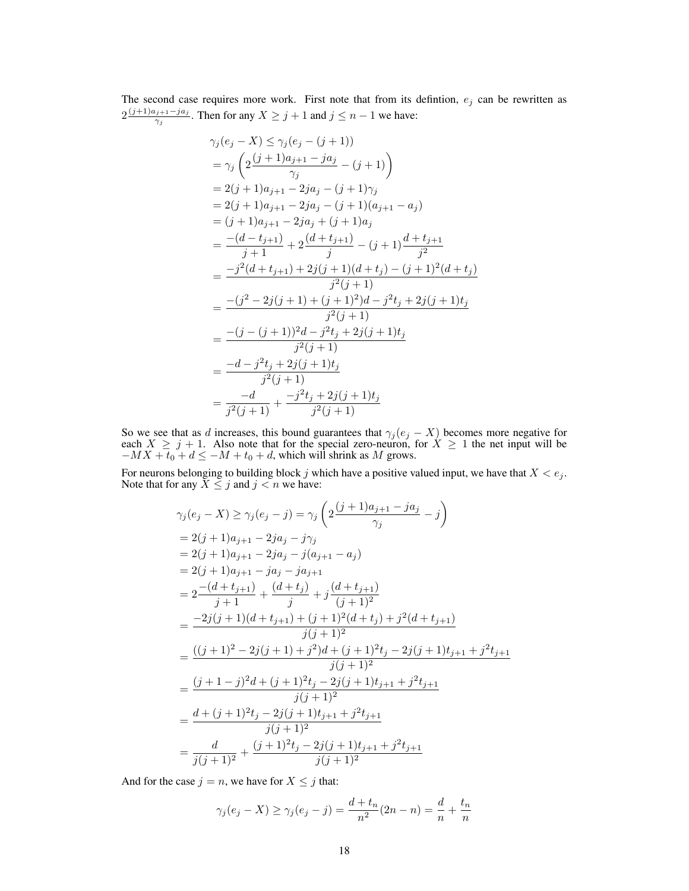The second case requires more work. First note that from its defintion, $e_j$ can be rewritten as $2\frac{(j+1)a_{j+1}-ja_j}{\gamma_j}$. Then for any $X \geq j+1$ and $j \leq n-1$ we have:

$$
\begin{aligned}
\gamma_j(e_j - X) &\leq \gamma_j(e_j - (j+1)) \\
&= \gamma_j\left(2\frac{(j+1)a_{j+1} - ja_j}{\gamma_j} - (j+1)\right) \\
&= 2(j+1)a_{j+1} - 2ja_j - (j+1)\gamma_j \\
&= 2(j+1)a_{j+1} - 2ja_j - (j+1)(a_{j+1} - a_j) \\
&= (j+1)a_{j+1} - 2ja_j + (j+1)a_j \\
&= \frac{-(d - t_{j+1})}{j+1} + 2\frac{(d + t_{j+1})}{j} - (j+1)\frac{d + t_{j+1}}{j^2} \\
&= \frac{-j^2(d + t_{j+1}) + 2j(j+1)(d + t_j) - (j+1)^2(d + t_j)}{j^2(j+1)} \\
&= \frac{-(j^2 - 2j(j+1) + (j+1)^2)d - j^2 t_j + 2j(j+1)t_j}{j^2(j+1)} \\
&= \frac{-(j - (j+1))^2 d - j^2 t_j + 2j(j+1)t_j}{j^2(j+1)} \\
&= \frac{-d - j^2 t_j + 2j(j+1)t_j}{j^2(j+1)} \\
&= \frac{-d}{j^2(j+1)} + \frac{-j^2 t_j + 2j(j+1)t_j}{j^2(j+1)}
\end{aligned}
$$

So we see that as $d$ increases, this bound guarantees that $\gamma_j(e_j - X)$ becomes more negative for each $X \geq j+1$. Also note that for the special zero-neuron, for $X \geq 1$ the net input will be $-MX + t_0 + d \leq -M + t_0 + d$, which will shrink as $M$ grows.

For neurons belonging to building block $j$ which have a positive valued input, we have that $X < e_j$. Note that for any $X \leq j$ and $j < n$ we have:

$$
\begin{aligned}
\gamma_j(e_j - X) &\geq \gamma_j(e_j - j) = \gamma_j\left(2\frac{(j+1)a_{j+1} - ja_j}{\gamma_j} - j\right) \\
&= 2(j+1)a_{j+1} - 2ja_j - j\gamma_j \\
&= 2(j+1)a_{j+1} - 2ja_j - j(a_{j+1} - a_j) \\
&= 2(j+1)a_{j+1} - ja_j - ja_{j+1} \\
&= 2\frac{-(d + t_{j+1})}{j+1} + \frac{(d + t_j)}{j} + j\frac{(d + t_{j+1})}{(j+1)^2} \\
&= \frac{-2j(j+1)(d + t_{j+1}) + (j+1)^2(d + t_j) + j^2(d + t_{j+1})}{j(j+1)^2} \\
&= \frac{((j+1)^2 - 2j(j+1) + j^2)d + (j+1)^2 t_j - 2j(j+1)t_{j+1} + j^2 t_{j+1}}{j(j+1)^2} \\
&= \frac{(j+1-j)^2 d + (j+1)^2 t_j - 2j(j+1)t_{j+1} + j^2 t_{j+1}}{j(j+1)^2} \\
&= \frac{d + (j+1)^2 t_j - 2j(j+1)t_{j+1} + j^2 t_{j+1}}{j(j+1)^2} \\
&= \frac{d}{j(j+1)^2} + \frac{(j+1)^2 t_j - 2j(j+1)t_{j+1} + j^2 t_{j+1}}{j(j+1)^2}
\end{aligned}
$$

And for the case $j = n$, we have for $X \leq j$ that:

$$
\gamma_j(e_j - X) \geq \gamma_j(e_j - j) = \frac{d + t_n}{n^2}(2n - n) = \frac{d}{n} + \frac{t_n}{n}
$$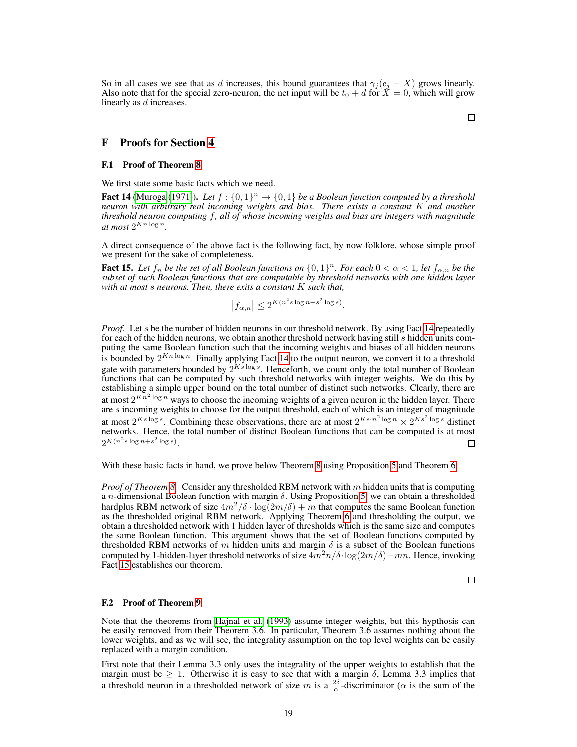So in all cases we see that as $d$ increases, this bound guarantees that $\gamma_j(e_j - X)$ grows linearly. Also note that for the special zero-neuron, the net input will be $t_0 + d$ for $X = 0$, which will grow linearly as $d$ increases.

□

# F Proofs for Section 4

## F.1 Proof of Theorem 8

We first state some basic facts which we need.

**Fact 14** (Muroga (1971)). *Let $f : \{0,1\}^n \to \{0,1\}$ be a Boolean function computed by a threshold neuron with arbitrary real incoming weights and bias. There exists a constant $K$ and another threshold neuron computing $f$, all of whose incoming weights and bias are integers with magnitude at most $2^{Kn \log n}$.*

A direct consequence of the above fact is the following fact, by now folklore, whose simple proof we present for the sake of completeness.

**Fact 15.** *Let $f_n$ be the set of all Boolean functions on $\{0,1\}^n$. For each $0 < \alpha < 1$, let $f_{\alpha,n}$ be the subset of such Boolean functions that are computable by threshold networks with one hidden layer with at most $s$ neurons. Then, there exits a constant $K$ such that,*

$$|f_{\alpha,n}| \leq 2^{K(n^2 s \log n + s^2 \log s)}.$$

*Proof.* Let $s$ be the number of hidden neurons in our threshold network. By using Fact 14 repeatedly for each of the hidden neurons, we obtain another threshold network having still $s$ hidden units computing the same Boolean function such that the incoming weights and biases of all hidden neurons is bounded by $2^{Kn \log n}$. Finally applying Fact 14 to the output neuron, we convert it to a threshold gate with parameters bounded by $2^{Ks \log s}$. Henceforth, we count only the total number of Boolean functions that can be computed by such threshold networks with integer weights. We do this by establishing a simple upper bound on the total number of distinct such networks. Clearly, there are at most $2^{Kn^2 \log n}$ ways to choose the incoming weights of a given neuron in the hidden layer. There are $s$ incoming weights to choose for the output threshold, each of which is an integer of magnitude at most $2^{Ks \log s}$. Combining these observations, there are at most $2^{Ks \cdot n^2 \log n} \times 2^{Ks^2 \log s}$ distinct networks. Hence, the total number of distinct Boolean functions that can be computed is at most $2^{K(n^2 s \log n + s^2 \log s)}$. □

With these basic facts in hand, we prove below Theorem 8 using Proposition 5 and Theorem 6.

*Proof of Theorem 8.* Consider any thresholded RBM network with $m$ hidden units that is computing a $n$-dimensional Boolean function with margin $\delta$. Using Proposition 5, we can obtain a thresholded hardplus RBM network of size $4m^2/\delta \cdot \log(2m/\delta) + m$ that computes the same Boolean function as the thresholded original RBM network. Applying Theorem 6 and thresholding the output, we obtain a thresholded network with 1 hidden layer of thresholds which is the same size and computes the same Boolean function. This argument shows that the set of Boolean functions computed by thresholded RBM networks of $m$ hidden units and margin $\delta$ is a subset of the Boolean functions computed by 1-hidden-layer threshold networks of size $4m^2 n/\delta \cdot \log(2m/\delta) + mn$. Hence, invoking Fact 15 establishes our theorem.

□

## F.2 Proof of Theorem 9

Note that the theorems from Hajnal et al. (1993) assume integer weights, but this hypthosis can be easily removed from their Theorem 3.6. In particular, Theorem 3.6 assumes nothing about the lower weights, and as we will see, the integrality assumption on the top level weights can be easily replaced with a margin condition.

First note that their Lemma 3.3 only uses the integrality of the upper weights to establish that the margin must be $\geq 1$. Otherwise it is easy to see that with a margin $\delta$, Lemma 3.3 implies that a threshold neuron in a thresholded network of size $m$ is a $\frac{2\delta}{\alpha}$-discriminator ($\alpha$ is the sum of the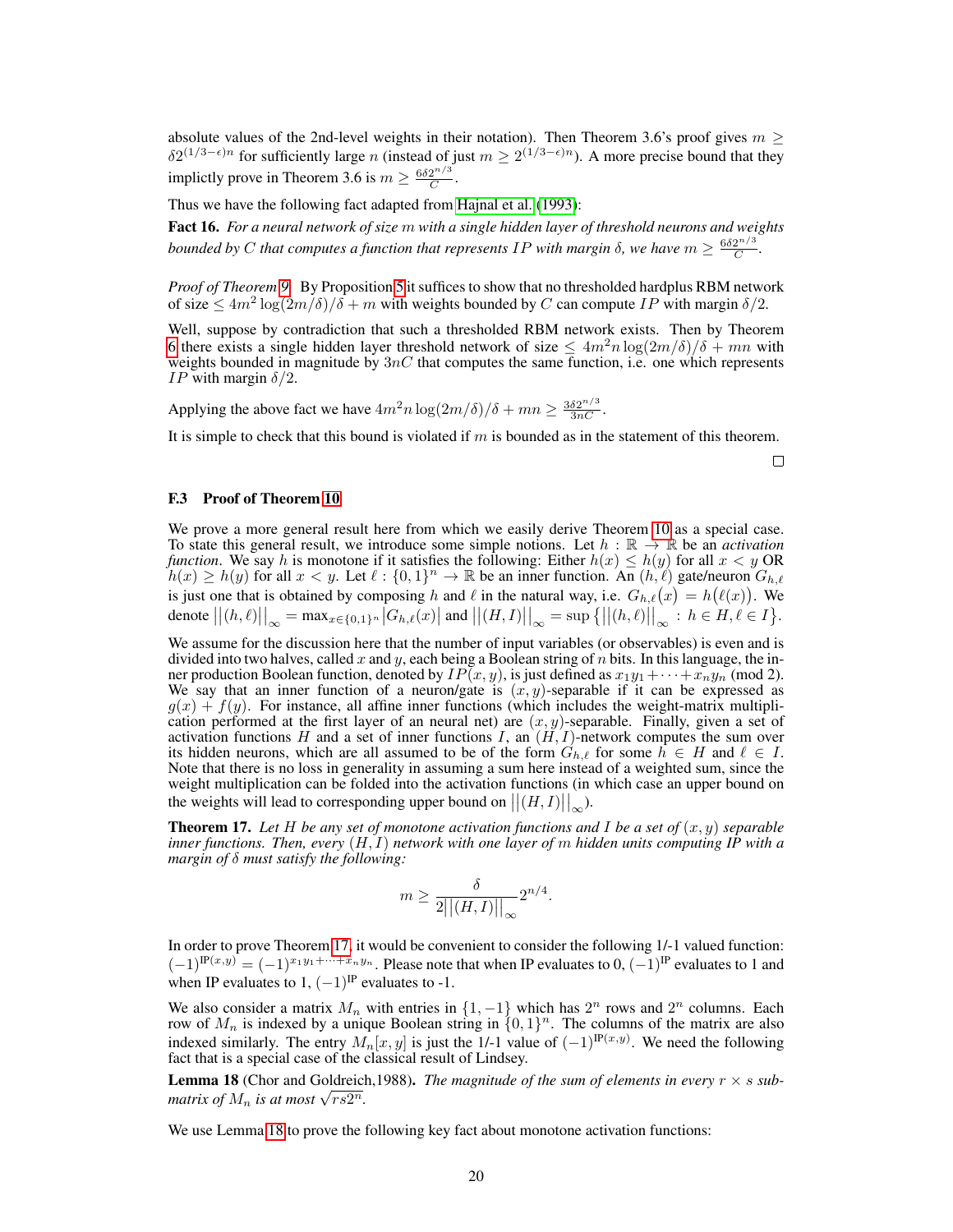absolute values of the 2nd-level weights in their notation). Then Theorem 3.6's proof gives $m \geq \delta 2^{(1/3-\epsilon)n}$ for sufficiently large $n$ (instead of just $m \geq 2^{(1/3-\epsilon)n}$). A more precise bound that they implictly prove in Theorem 3.6 is $m \geq \frac{6\delta 2^{n/3}}{C}$.

Thus we have the following fact adapted from Hajnal et al. (1993):

**Fact 16.** *For a neural network of size $m$ with a single hidden layer of threshold neurons and weights bounded by $C$ that computes a function that represents $IP$ with margin $\delta$, we have $m \geq \frac{6\delta 2^{n/3}}{C}$.*

*Proof of Theorem 9.* By Proposition 5 it suffices to show that no thresholded hardplus RBM network of size $\leq 4m^2 \log(2m/\delta)/\delta + m$ with weights bounded by $C$ can compute $IP$ with margin $\delta/2$.

Well, suppose by contradiction that such a thresholded RBM network exists. Then by Theorem 6 there exists a single hidden layer threshold network of size $\leq 4m^2 n \log(2m/\delta)/\delta + mn$ with weights bounded in magnitude by $3nC$ that computes the same function, i.e. one which represents $IP$ with margin $\delta/2$.

Applying the above fact we have $4m^2 n \log(2m/\delta)/\delta + mn \geq \frac{3\delta 2^{n/3}}{3nC}$.

It is simple to check that this bound is violated if $m$ is bounded as in the statement of this theorem. □

### F.3 Proof of Theorem 10

We prove a more general result here from which we easily derive Theorem 10 as a special case. To state this general result, we introduce some simple notions. Let $h : \mathbb{R} \to \mathbb{R}$ be an *activation function*. We say $h$ is monotone if it satisfies the following: Either $h(x) \leq h(y)$ for all $x < y$ OR $h(x) \geq h(y)$ for all $x < y$. Let $\ell : \{0,1\}^n \to \mathbb{R}$ be an inner function. An $(h, \ell)$ gate/neuron $G_{h,\ell}$ is just one that is obtained by composing $h$ and $\ell$ in the natural way, i.e. $G_{h,\ell}(x) = h(\ell(x))$. We denote $||(h,\ell)||_\infty = \max_{x \in \{0,1\}^n} |G_{h,\ell}(x)|$ and $||(H,I)||_\infty = \sup\{||(h,\ell)||_\infty : h \in H, \ell \in I\}$.

We assume for the discussion here that the number of input variables (or observables) is even and is divided into two halves, called $x$ and $y$, each being a Boolean string of $n$ bits. In this language, the inner production Boolean function, denoted by $IP(x,y)$, is just defined as $x_1y_1 + \cdots + x_ny_n$ (mod 2). We say that an inner function of a neuron/gate is $(x,y)$-separable if it can be expressed as $g(x) + f(y)$. For instance, all affine inner functions (which includes the weight-matrix multiplication performed at the first layer of an neural net) are $(x,y)$-separable. Finally, given a set of activation functions $H$ and a set of inner functions $I$, an $(H,I)$-network computes the sum over its hidden neurons, which are all assumed to be of the form $G_{h,\ell}$ for some $h \in H$ and $\ell \in I$. Note that there is no loss in generality in assuming a sum here instead of a weighted sum, since the weight multiplication can be folded into the activation functions (in which case an upper bound on the weights will lead to corresponding upper bound on $||(H,I)||_\infty$).

**Theorem 17.** *Let $H$ be any set of monotone activation functions and $I$ be a set of $(x,y)$ separable inner functions. Then, every $(H,I)$ network with one layer of $m$ hidden units computing IP with a margin of $\delta$ must satisfy the following:*

$$m \geq \frac{\delta}{2||(H,I)||_\infty} 2^{n/4}.$$

In order to prove Theorem 17, it would be convenient to consider the following 1/-1 valued function: $(-1)^{\mathrm{IP}(x,y)} = (-1)^{x_1y_1+\cdots+x_ny_n}$. Please note that when IP evaluates to 0, $(-1)^{\mathrm{IP}}$ evaluates to 1 and when IP evaluates to 1, $(-1)^{\mathrm{IP}}$ evaluates to -1.

We also consider a matrix $M_n$ with entries in $\{1,-1\}$ which has $2^n$ rows and $2^n$ columns. Each row of $M_n$ is indexed by a unique Boolean string in $\{0,1\}^n$. The columns of the matrix are also indexed similarly. The entry $M_n[x,y]$ is just the 1/-1 value of $(-1)^{\mathrm{IP}(x,y)}$. We need the following fact that is a special case of the classical result of Lindsey.

**Lemma 18** (Chor and Goldreich,1988). *The magnitude of the sum of elements in every $r \times s$ submatrix of $M_n$ is at most $\sqrt{rs2^n}$.*

We use Lemma 18 to prove the following key fact about monotone activation functions: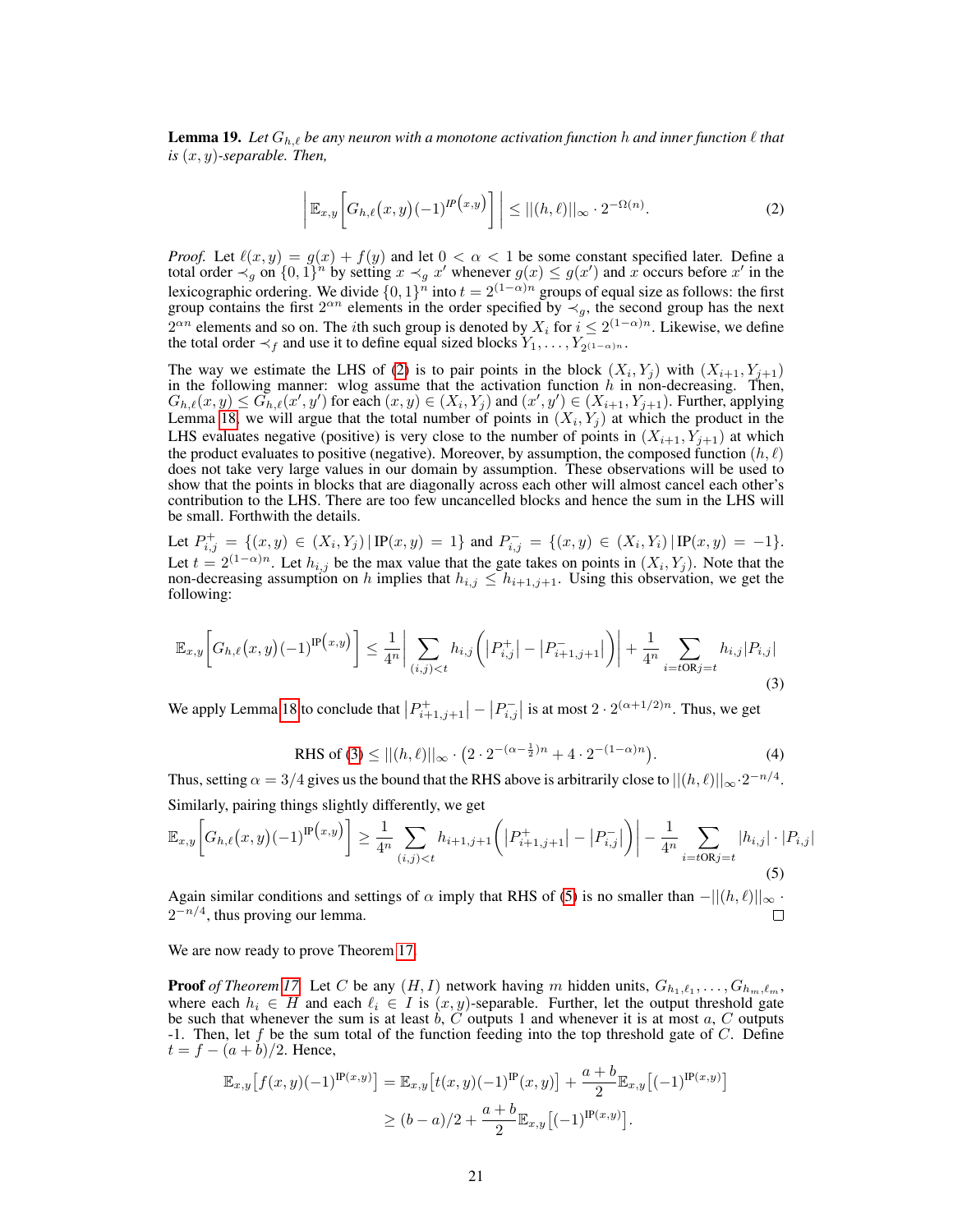**Lemma 19.** *Let $G_{h,\ell}$ be any neuron with a monotone activation function $h$ and inner function $\ell$ that is $(x,y)$-separable. Then,*

$$\left| \mathbb{E}_{x,y}\Big[G_{h,\ell}\big(x,y\big)(-1)^{IP\big(x,y\big)}\Big] \right| \leq ||(h,\ell)||_\infty \cdot 2^{-\Omega(n)}. \tag{2}$$

*Proof.* Let $\ell(x,y) = g(x) + f(y)$ and let $0 < \alpha < 1$ be some constant specified later. Define a total order $\prec_g$ on $\{0,1\}^n$ by setting $x \prec_g x'$ whenever $g(x) \leq g(x')$ and $x$ occurs before $x'$ in the lexicographic ordering. We divide $\{0,1\}^n$ into $t = 2^{(1-\alpha)n}$ groups of equal size as follows: the first group contains the first $2^{\alpha n}$ elements in the order specified by $\prec_g$, the second group has the next $2^{\alpha n}$ elements and so on. The $i$th such group is denoted by $X_i$ for $i \leq 2^{(1-\alpha)n}$. Likewise, we define the total order $\prec_f$ and use it to define equal sized blocks $Y_1, \ldots, Y_{2^{(1-\alpha)n}}$.

The way we estimate the LHS of (2) is to pair points in the block $(X_i, Y_j)$ with $(X_{i+1}, Y_{j+1})$ in the following manner: wlog assume that the activation function $h$ in non-decreasing. Then, $G_{h,\ell}(x,y) \leq G_{h,\ell}(x',y')$ for each $(x,y) \in (X_i, Y_j)$ and $(x',y') \in (X_{i+1}, Y_{j+1})$. Further, applying Lemma 18, we will argue that the total number of points in $(X_i, Y_j)$ at which the product in the LHS evaluates negative (positive) is very close to the number of points in $(X_{i+1}, Y_{j+1})$ at which the product evaluates to positive (negative). Moreover, by assumption, the composed function $(h,\ell)$ does not take very large values in our domain by assumption. These observations will be used to show that the points in blocks that are diagonally across each other will almost cancel each other's contribution to the LHS. There are too few uncancelled blocks and hence the sum in the LHS will be small. Forthwith the details.

Let $P^+_{i,j} = \{(x,y) \in (X_i, Y_j) \,|\, \mathrm{IP}(x,y) = 1\}$ and $P^-_{i,j} = \{(x,y) \in (X_i, Y_i) \,|\, \mathrm{IP}(x,y) = -1\}$. Let $t = 2^{(1-\alpha)n}$. Let $h_{i,j}$ be the max value that the gate takes on points in $(X_i, Y_j)$. Note that the non-decreasing assumption on $h$ implies that $h_{i,j} \leq h_{i+1,j+1}$. Using this observation, we get the following:

$$\mathbb{E}_{x,y}\Big[G_{h,\ell}\big(x,y\big)(-1)^{\mathrm{IP}\big(x,y\big)}\Big] \leq \frac{1}{4^n}\bigg| \sum_{(i,j)<t} h_{i,j}\Big(\big|P^+_{i,j}\big| - \big|P^-_{i+1,j+1}\big|\Big)\bigg| + \frac{1}{4^n}\sum_{i=t\mathrm{OR}j=t} h_{i,j}|P_{i,j}| \tag{3}$$

We apply Lemma 18 to conclude that $\big|P^+_{i+1,j+1}\big| - \big|P^-_{i,j}\big|$ is at most $2 \cdot 2^{(\alpha+1/2)n}$. Thus, we get

$$\text{RHS of (3)} \leq ||(h,\ell)||_\infty \cdot \big(2 \cdot 2^{-(\alpha-\frac{1}{2})n} + 4 \cdot 2^{-(1-\alpha)n}\big). \tag{4}$$

Thus, setting $\alpha = 3/4$ gives us the bound that the RHS above is arbitrarily close to $||(h,\ell)||_\infty \cdot 2^{-n/4}$.

Similarly, pairing things slightly differently, we get

$$\mathbb{E}_{x,y}\Big[G_{h,\ell}\big(x,y\big)(-1)^{\mathrm{IP}\big(x,y\big)}\Big] \geq \frac{1}{4^n}\sum_{(i,j)<t} h_{i+1,j+1}\Big(\big|P^+_{i+1,j+1}\big| - \big|P^-_{i,j}\big|\Big)\bigg| - \frac{1}{4^n}\sum_{i=t\mathrm{OR}j=t} |h_{i,j}| \cdot |P_{i,j}| \tag{5}$$

Again similar conditions and settings of $\alpha$ imply that RHS of (5) is no smaller than $-||(h,\ell)||_\infty \cdot 2^{-n/4}$, thus proving our lemma. ∎

We are now ready to prove Theorem 17.

**Proof** *of Theorem 17.* Let $C$ be any $(H,I)$ network having $m$ hidden units, $G_{h_1,\ell_1}, \ldots, G_{h_m,\ell_m}$, where each $h_i \in H$ and each $\ell_i \in I$ is $(x,y)$-separable. Further, let the output threshold gate be such that whenever the sum is at least $b$, $C$ outputs 1 and whenever it is at most $a$, $C$ outputs -1. Then, let $f$ be the sum total of the function feeding into the top threshold gate of $C$. Define $t = f - (a+b)/2$. Hence,

$$\begin{aligned}
\mathbb{E}_{x,y}\big[f(x,y)(-1)^{\mathrm{IP}(x,y)}\big] &= \mathbb{E}_{x,y}\big[t(x,y)(-1)^{\mathrm{IP}}(x,y)\big] + \frac{a+b}{2}\mathbb{E}_{x,y}\big[(-1)^{\mathrm{IP}(x,y)}\big] \\
&\geq (b-a)/2 + \frac{a+b}{2}\mathbb{E}_{x,y}\big[(-1)^{\mathrm{IP}(x,y)}\big].
\end{aligned}$$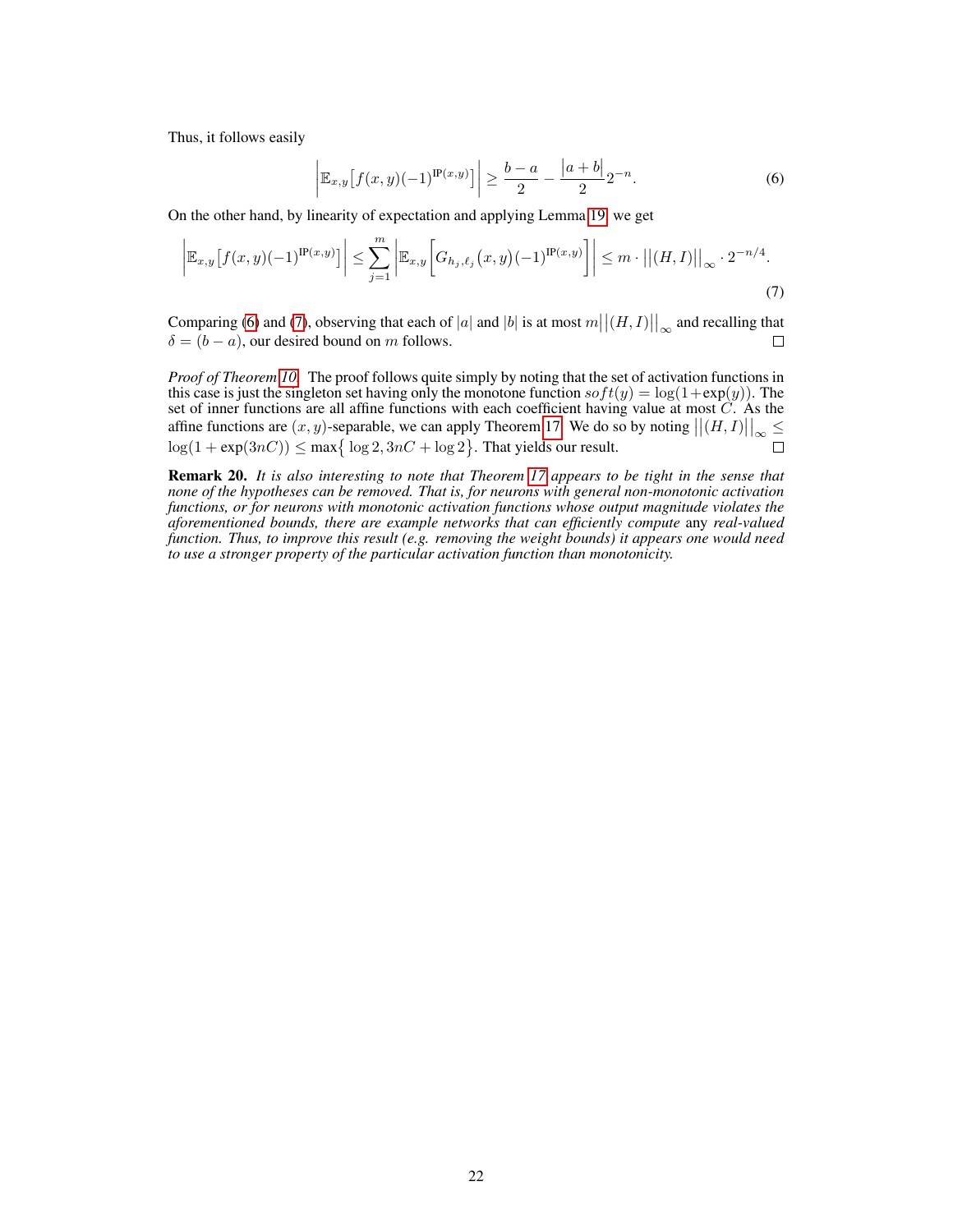Thus, it follows easily

$$\left|\mathbb{E}_{x,y}\big[f(x,y)(-1)^{\mathrm{IP}(x,y)}\big]\right| \geq \frac{b-a}{2} - \frac{|a+b|}{2}2^{-n}. \tag{6}$$

On the other hand, by linearity of expectation and applying Lemma 19, we get

$$\left|\mathbb{E}_{x,y}\big[f(x,y)(-1)^{\mathrm{IP}(x,y)}\big]\right| \leq \sum_{j=1}^{m}\left|\mathbb{E}_{x,y}\Big[G_{h_j,\ell_j}(x,y)(-1)^{\mathrm{IP}(x,y)}\Big]\right| \leq m \cdot \big|\big|(H,I)\big|\big|_\infty \cdot 2^{-n/4}. \tag{7}$$

Comparing (6) and (7), observing that each of $|a|$ and $|b|$ is at most $m\big|\big|(H,I)\big|\big|_\infty$ and recalling that $\delta = (b-a)$, our desired bound on $m$ follows. ∎

*Proof of Theorem 10.* The proof follows quite simply by noting that the set of activation functions in this case is just the singleton set having only the monotone function $soft(y) = \log(1+\exp(y))$. The set of inner functions are all affine functions with each coefficient having value at most $C$. As the affine functions are $(x,y)$-separable, we can apply Theorem 17. We do so by noting $\big|\big|(H,I)\big|\big|_\infty \leq \log(1+\exp(3nC)) \leq \max\big\{\log 2, 3nC + \log 2\big\}$. That yields our result. ∎

**Remark 20.** *It is also interesting to note that Theorem 17 appears to be tight in the sense that none of the hypotheses can be removed. That is, for neurons with general non-monotonic activation functions, or for neurons with monotonic activation functions whose output magnitude violates the aforementioned bounds, there are example networks that can efficiently compute* any *real-valued function. Thus, to improve this result (e.g. removing the weight bounds) it appears one would need to use a stronger property of the particular activation function than monotonicity.*